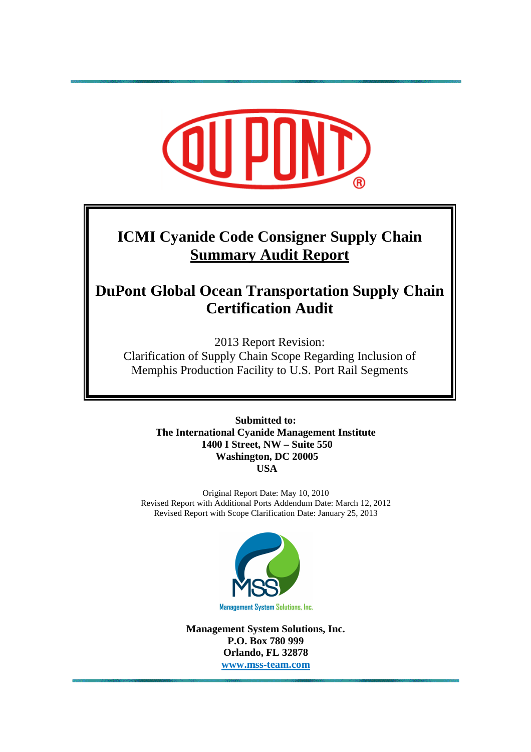# ICMI Cyanide Code Consigner Supply Chain
## Summary Audit Report

# DuPont Global Ocean Transportation Supply Chain Certification Audit

2013 Report Revision:
Clarification of Supply Chain Scope Regarding Inclusion of Memphis Production Facility to U.S. Port Rail Segments

**Submitted to:**
**The International Cyanide Management Institute**
**1400 I Street, NW – Suite 550**
**Washington, DC 20005**
**USA**

Original Report Date: May 10, 2010
Revised Report with Additional Ports Addendum Date: March 12, 2012
Revised Report with Scope Clarification Date: January 25, 2013

Management System Solutions, Inc.

**Management System Solutions, Inc.**
**P.O. Box 780 999**
**Orlando, FL 32878**
**www.mss-team.com**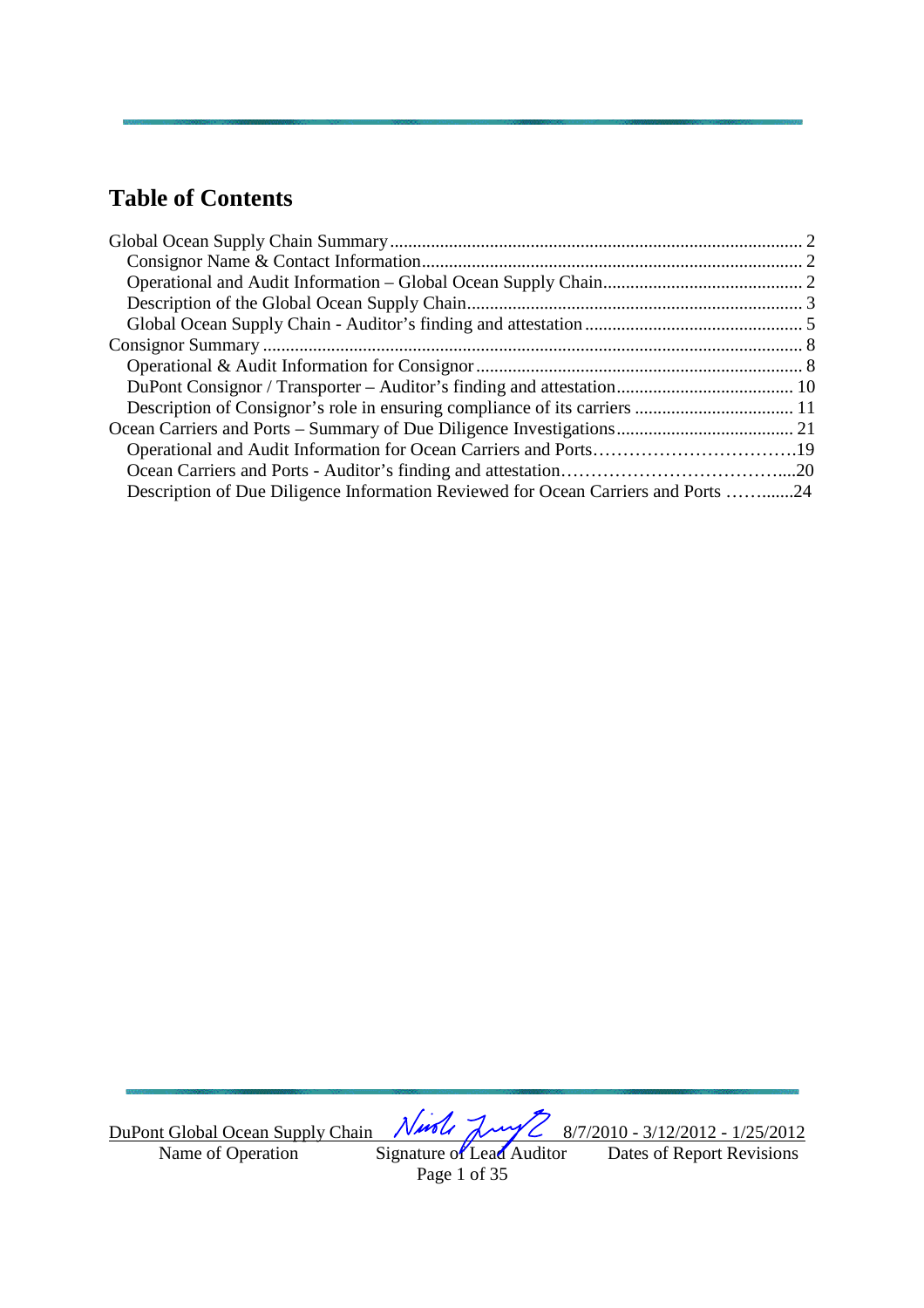# Table of Contents

Global Ocean Supply Chain Summary .......................................................................................... 2
- Consignor Name & Contact Information ................................................................................... 2
- Operational and Audit Information – Global Ocean Supply Chain ........................................... 2
- Description of the Global Ocean Supply Chain ......................................................................... 3
- Global Ocean Supply Chain - Auditor's finding and attestation ................................................ 5

Consignor Summary ...................................................................................................................... 8
- Operational & Audit Information for Consignor ....................................................................... 8
- DuPont Consignor / Transporter – Auditor's finding and attestation ...................................... 10
- Description of Consignor's role in ensuring compliance of its carriers .................................. 11

Ocean Carriers and Ports – Summary of Due Diligence Investigations ...................................... 21
- Operational and Audit Information for Ocean Carriers and Ports……………………………19
- Ocean Carriers and Ports - Auditor's finding and attestation……………………………….....20
- Description of Due Diligence Information Reviewed for Ocean Carriers and Ports ……......24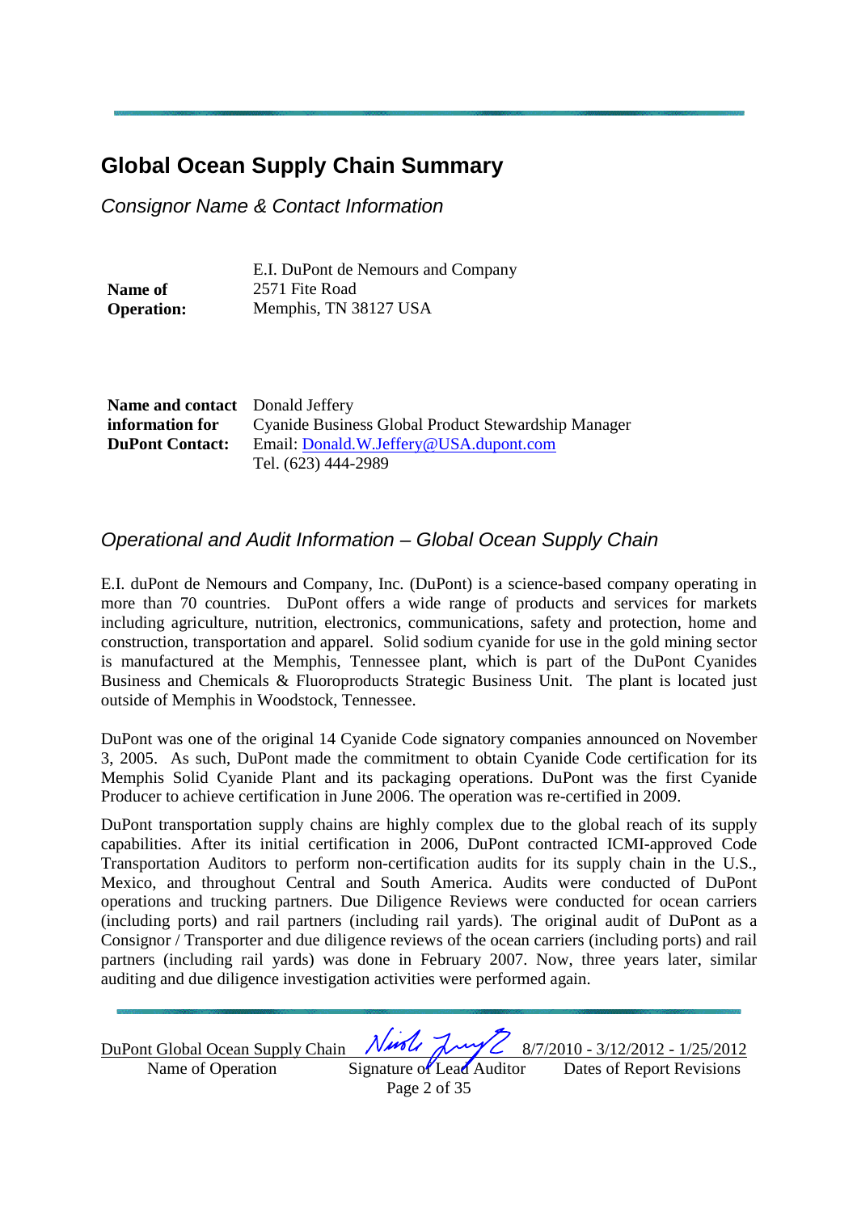# Global Ocean Supply Chain Summary

## *Consignor Name & Contact Information*

| | |
|---|---|
| **Name of Operation:** | E.I. DuPont de Nemours and Company<br>2571 Fite Road<br>Memphis, TN 38127 USA |
| **Name and contact information for DuPont Contact:** | Donald Jeffery<br>Cyanide Business Global Product Stewardship Manager<br>Email: Donald.W.Jeffery@USA.dupont.com<br>Tel. (623) 444-2989 |

## *Operational and Audit Information – Global Ocean Supply Chain*

E.I. duPont de Nemours and Company, Inc. (DuPont) is a science-based company operating in more than 70 countries. DuPont offers a wide range of products and services for markets including agriculture, nutrition, electronics, communications, safety and protection, home and construction, transportation and apparel. Solid sodium cyanide for use in the gold mining sector is manufactured at the Memphis, Tennessee plant, which is part of the DuPont Cyanides Business and Chemicals & Fluoroproducts Strategic Business Unit. The plant is located just outside of Memphis in Woodstock, Tennessee.

DuPont was one of the original 14 Cyanide Code signatory companies announced on November 3, 2005. As such, DuPont made the commitment to obtain Cyanide Code certification for its Memphis Solid Cyanide Plant and its packaging operations. DuPont was the first Cyanide Producer to achieve certification in June 2006. The operation was re-certified in 2009.

DuPont transportation supply chains are highly complex due to the global reach of its supply capabilities. After its initial certification in 2006, DuPont contracted ICMI-approved Code Transportation Auditors to perform non-certification audits for its supply chain in the U.S., Mexico, and throughout Central and South America. Audits were conducted of DuPont operations and trucking partners. Due Diligence Reviews were conducted for ocean carriers (including ports) and rail partners (including rail yards). The original audit of DuPont as a Consignor / Transporter and due diligence reviews of the ocean carriers (including ports) and rail partners (including rail yards) was done in February 2007. Now, three years later, similar auditing and due diligence investigation activities were performed again.

| DuPont Global Ocean Supply Chain | *[signature]* | 8/7/2010 - 3/12/2012 - 1/25/2012 |
|---|---|---|
| Name of Operation | Signature of Lead Auditor | Dates of Report Revisions |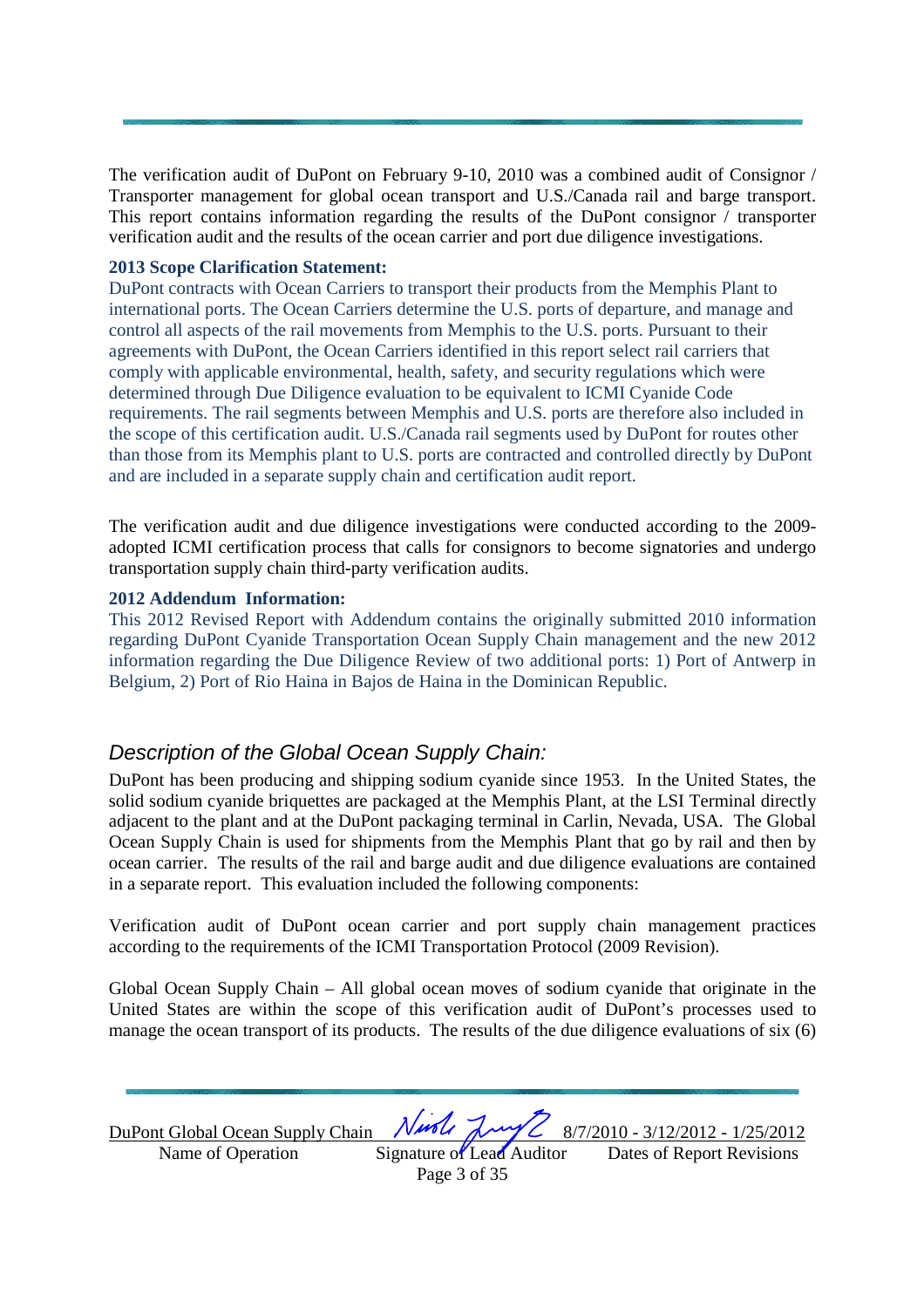The verification audit of DuPont on February 9-10, 2010 was a combined audit of Consignor / Transporter management for global ocean transport and U.S./Canada rail and barge transport. This report contains information regarding the results of the DuPont consignor / transporter verification audit and the results of the ocean carrier and port due diligence investigations.

**2013 Scope Clarification Statement:**

DuPont contracts with Ocean Carriers to transport their products from the Memphis Plant to international ports. The Ocean Carriers determine the U.S. ports of departure, and manage and control all aspects of the rail movements from Memphis to the U.S. ports. Pursuant to their agreements with DuPont, the Ocean Carriers identified in this report select rail carriers that comply with applicable environmental, health, safety, and security regulations which were determined through Due Diligence evaluation to be equivalent to ICMI Cyanide Code requirements. The rail segments between Memphis and U.S. ports are therefore also included in the scope of this certification audit. U.S./Canada rail segments used by DuPont for routes other than those from its Memphis plant to U.S. ports are contracted and controlled directly by DuPont and are included in a separate supply chain and certification audit report.

The verification audit and due diligence investigations were conducted according to the 2009-adopted ICMI certification process that calls for consignors to become signatories and undergo transportation supply chain third-party verification audits.

**2012 Addendum Information:**

This 2012 Revised Report with Addendum contains the originally submitted 2010 information regarding DuPont Cyanide Transportation Ocean Supply Chain management and the new 2012 information regarding the Due Diligence Review of two additional ports: 1) Port of Antwerp in Belgium, 2) Port of Rio Haina in Bajos de Haina in the Dominican Republic.

## *Description of the Global Ocean Supply Chain:*

DuPont has been producing and shipping sodium cyanide since 1953. In the United States, the solid sodium cyanide briquettes are packaged at the Memphis Plant, at the LSI Terminal directly adjacent to the plant and at the DuPont packaging terminal in Carlin, Nevada, USA. The Global Ocean Supply Chain is used for shipments from the Memphis Plant that go by rail and then by ocean carrier. The results of the rail and barge audit and due diligence evaluations are contained in a separate report. This evaluation included the following components:

Verification audit of DuPont ocean carrier and port supply chain management practices according to the requirements of the ICMI Transportation Protocol (2009 Revision).

Global Ocean Supply Chain – All global ocean moves of sodium cyanide that originate in the United States are within the scope of this verification audit of DuPont's processes used to manage the ocean transport of its products. The results of the due diligence evaluations of six (6)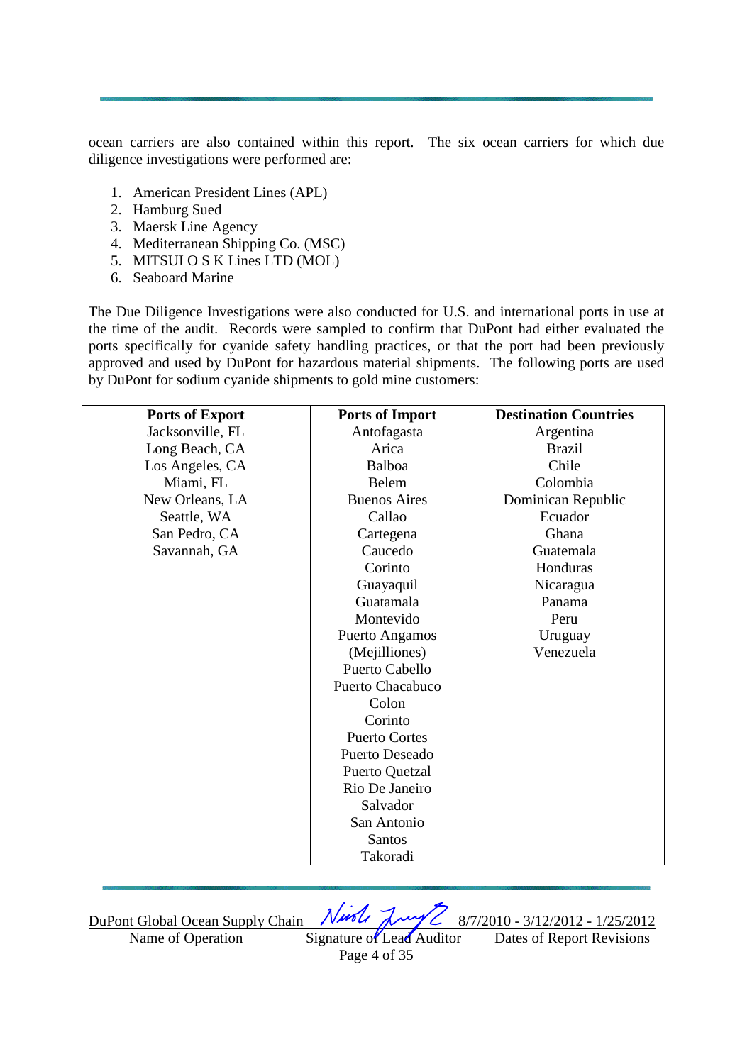ocean carriers are also contained within this report. The six ocean carriers for which due diligence investigations were performed are:

1. American President Lines (APL)
2. Hamburg Sued
3. Maersk Line Agency
4. Mediterranean Shipping Co. (MSC)
5. MITSUI O S K Lines LTD (MOL)
6. Seaboard Marine

The Due Diligence Investigations were also conducted for U.S. and international ports in use at the time of the audit. Records were sampled to confirm that DuPont had either evaluated the ports specifically for cyanide safety handling practices, or that the port had been previously approved and used by DuPont for hazardous material shipments. The following ports are used by DuPont for sodium cyanide shipments to gold mine customers:

| Ports of Export | Ports of Import | Destination Countries |
|---|---|---|
| Jacksonville, FL | Antofagasta | Argentina |
| Long Beach, CA | Arica | Brazil |
| Los Angeles, CA | Balboa | Chile |
| Miami, FL | Belem | Colombia |
| New Orleans, LA | Buenos Aires | Dominican Republic |
| Seattle, WA | Callao | Ecuador |
| San Pedro, CA | Cartegena | Ghana |
| Savannah, GA | Caucedo | Guatemala |
| | Corinto | Honduras |
| | Guayaquil | Nicaragua |
| | Guatamala | Panama |
| | Montevido | Peru |
| | Puerto Angamos (Mejilliones) | Uruguay |
| | Puerto Cabello | Venezuela |
| | Puerto Chacabuco | |
| | Colon | |
| | Corinto | |
| | Puerto Cortes | |
| | Puerto Deseado | |
| | Puerto Quetzal | |
| | Rio De Janeiro | |
| | Salvador | |
| | San Antonio | |
| | Santos | |
| | Takoradi | |

DuPont Global Ocean Supply Chain — Name of Operation

Signature of Lead Auditor

8/7/2010 - 3/12/2012 - 1/25/2012 — Dates of Report Revisions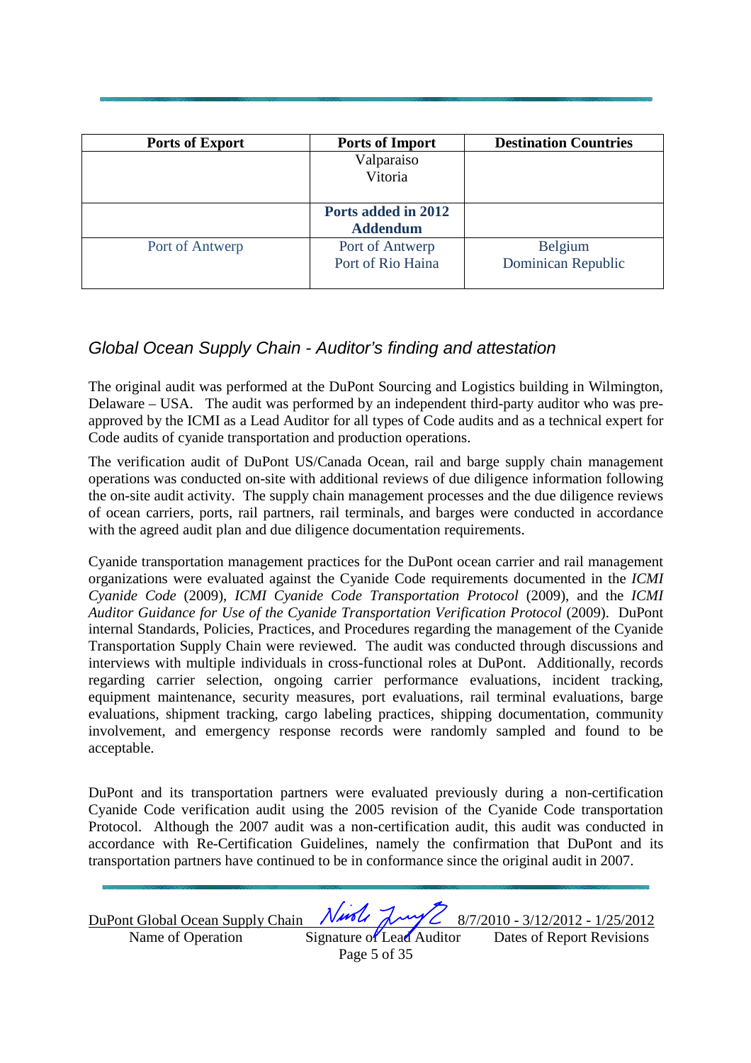| Ports of Export | Ports of Import | Destination Countries |
|---|---|---|
| | Valparaiso<br>Vitoria | |
| | **Ports added in 2012 Addendum** | |
| Port of Antwerp | Port of Antwerp<br>Port of Rio Haina | Belgium<br>Dominican Republic |

## *Global Ocean Supply Chain - Auditor's finding and attestation*

The original audit was performed at the DuPont Sourcing and Logistics building in Wilmington, Delaware – USA. The audit was performed by an independent third-party auditor who was pre-approved by the ICMI as a Lead Auditor for all types of Code audits and as a technical expert for Code audits of cyanide transportation and production operations.

The verification audit of DuPont US/Canada Ocean, rail and barge supply chain management operations was conducted on-site with additional reviews of due diligence information following the on-site audit activity. The supply chain management processes and the due diligence reviews of ocean carriers, ports, rail partners, rail terminals, and barges were conducted in accordance with the agreed audit plan and due diligence documentation requirements.

Cyanide transportation management practices for the DuPont ocean carrier and rail management organizations were evaluated against the Cyanide Code requirements documented in the *ICMI Cyanide Code* (2009), *ICMI Cyanide Code Transportation Protocol* (2009), and the *ICMI Auditor Guidance for Use of the Cyanide Transportation Verification Protocol* (2009). DuPont internal Standards, Policies, Practices, and Procedures regarding the management of the Cyanide Transportation Supply Chain were reviewed. The audit was conducted through discussions and interviews with multiple individuals in cross-functional roles at DuPont. Additionally, records regarding carrier selection, ongoing carrier performance evaluations, incident tracking, equipment maintenance, security measures, port evaluations, rail terminal evaluations, barge evaluations, shipment tracking, cargo labeling practices, shipping documentation, community involvement, and emergency response records were randomly sampled and found to be acceptable.

DuPont and its transportation partners were evaluated previously during a non-certification Cyanide Code verification audit using the 2005 revision of the Cyanide Code transportation Protocol. Although the 2007 audit was a non-certification audit, this audit was conducted in accordance with Re-Certification Guidelines, namely the confirmation that DuPont and its transportation partners have continued to be in conformance since the original audit in 2007.

DuPont Global Ocean Supply Chain — Name of Operation
Signature of Lead Auditor
8/7/2010 - 3/12/2012 - 1/25/2012 — Dates of Report Revisions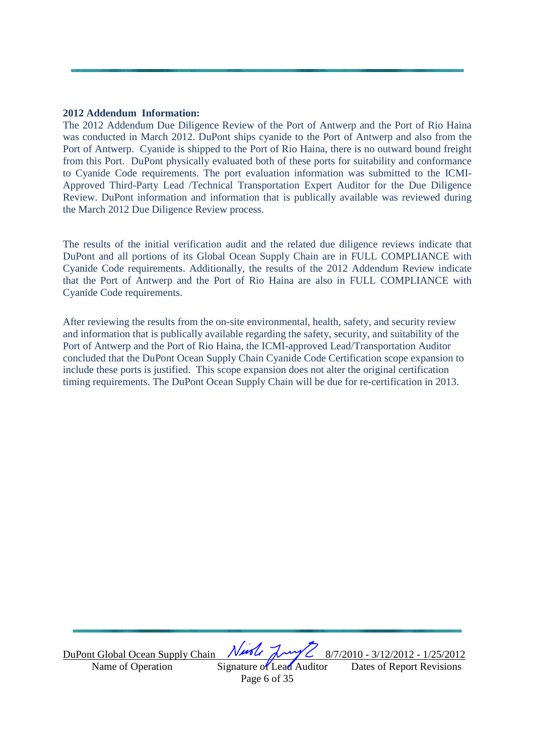**2012 Addendum Information:**

The 2012 Addendum Due Diligence Review of the Port of Antwerp and the Port of Rio Haina was conducted in March 2012. DuPont ships cyanide to the Port of Antwerp and also from the Port of Antwerp. Cyanide is shipped to the Port of Rio Haina, there is no outward bound freight from this Port. DuPont physically evaluated both of these ports for suitability and conformance to Cyanide Code requirements. The port evaluation information was submitted to the ICMI-Approved Third-Party Lead /Technical Transportation Expert Auditor for the Due Diligence Review. DuPont information and information that is publically available was reviewed during the March 2012 Due Diligence Review process.

The results of the initial verification audit and the related due diligence reviews indicate that DuPont and all portions of its Global Ocean Supply Chain are in FULL COMPLIANCE with Cyanide Code requirements. Additionally, the results of the 2012 Addendum Review indicate that the Port of Antwerp and the Port of Rio Haina are also in FULL COMPLIANCE with Cyanide Code requirements.

After reviewing the results from the on-site environmental, health, safety, and security review and information that is publically available regarding the safety, security, and suitability of the Port of Antwerp and the Port of Rio Haina, the ICMI-approved Lead/Transportation Auditor concluded that the DuPont Ocean Supply Chain Cyanide Code Certification scope expansion to include these ports is justified. This scope expansion does not alter the original certification timing requirements. The DuPont Ocean Supply Chain will be due for re-certification in 2013.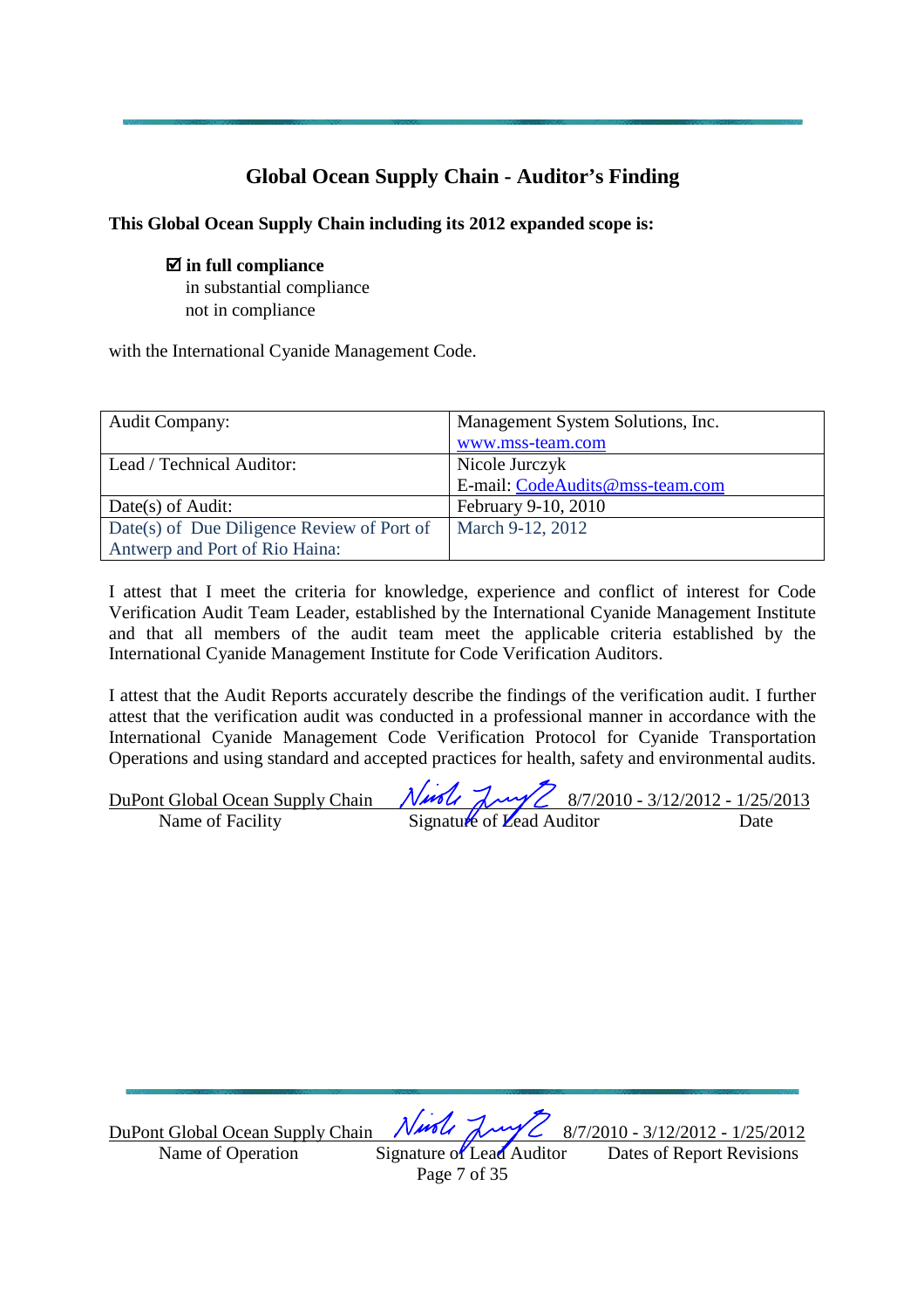## Global Ocean Supply Chain - Auditor's Finding

**This Global Ocean Supply Chain including its 2012 expanded scope is:**

☑ **in full compliance**
in substantial compliance
not in compliance

with the International Cyanide Management Code.

| | |
|---|---|
| Audit Company: | Management System Solutions, Inc. www.mss-team.com |
| Lead / Technical Auditor: | Nicole Jurczyk E-mail: CodeAudits@mss-team.com |
| Date(s) of Audit: | February 9-10, 2010 |
| Date(s) of Due Diligence Review of Port of Antwerp and Port of Rio Haina: | March 9-12, 2012 |

I attest that I meet the criteria for knowledge, experience and conflict of interest for Code Verification Audit Team Leader, established by the International Cyanide Management Institute and that all members of the audit team meet the applicable criteria established by the International Cyanide Management Institute for Code Verification Auditors.

I attest that the Audit Reports accurately describe the findings of the verification audit. I further attest that the verification audit was conducted in a professional manner in accordance with the International Cyanide Management Code Verification Protocol for Cyanide Transportation Operations and using standard and accepted practices for health, safety and environmental audits.

DuPont Global Ocean Supply Chain — Name of Facility
[Signature] — Signature of Lead Auditor
8/7/2010 - 3/12/2012 - 1/25/2013 — Date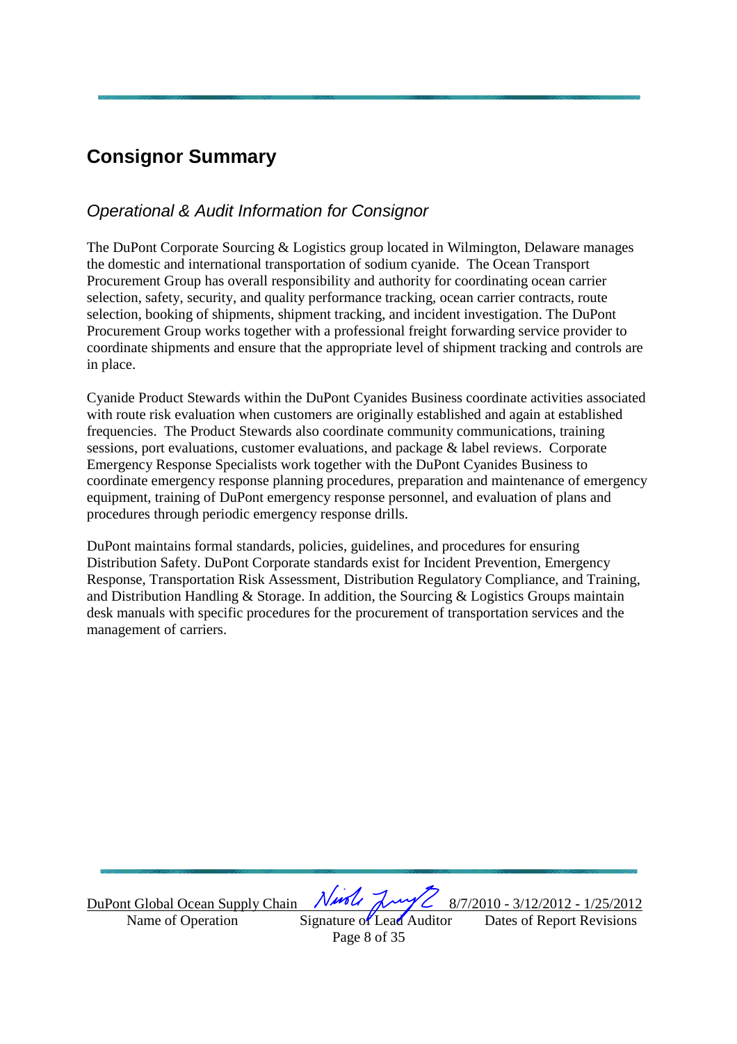# Consignor Summary

## *Operational & Audit Information for Consignor*

The DuPont Corporate Sourcing & Logistics group located in Wilmington, Delaware manages the domestic and international transportation of sodium cyanide. The Ocean Transport Procurement Group has overall responsibility and authority for coordinating ocean carrier selection, safety, security, and quality performance tracking, ocean carrier contracts, route selection, booking of shipments, shipment tracking, and incident investigation. The DuPont Procurement Group works together with a professional freight forwarding service provider to coordinate shipments and ensure that the appropriate level of shipment tracking and controls are in place.

Cyanide Product Stewards within the DuPont Cyanides Business coordinate activities associated with route risk evaluation when customers are originally established and again at established frequencies. The Product Stewards also coordinate community communications, training sessions, port evaluations, customer evaluations, and package & label reviews. Corporate Emergency Response Specialists work together with the DuPont Cyanides Business to coordinate emergency response planning procedures, preparation and maintenance of emergency equipment, training of DuPont emergency response personnel, and evaluation of plans and procedures through periodic emergency response drills.

DuPont maintains formal standards, policies, guidelines, and procedures for ensuring Distribution Safety. DuPont Corporate standards exist for Incident Prevention, Emergency Response, Transportation Risk Assessment, Distribution Regulatory Compliance, and Training, and Distribution Handling & Storage. In addition, the Sourcing & Logistics Groups maintain desk manuals with specific procedures for the procurement of transportation services and the management of carriers.

DuPont Global Ocean Supply Chain — Name of Operation
Signature of Lead Auditor
8/7/2010 - 3/12/2012 - 1/25/2012 — Dates of Report Revisions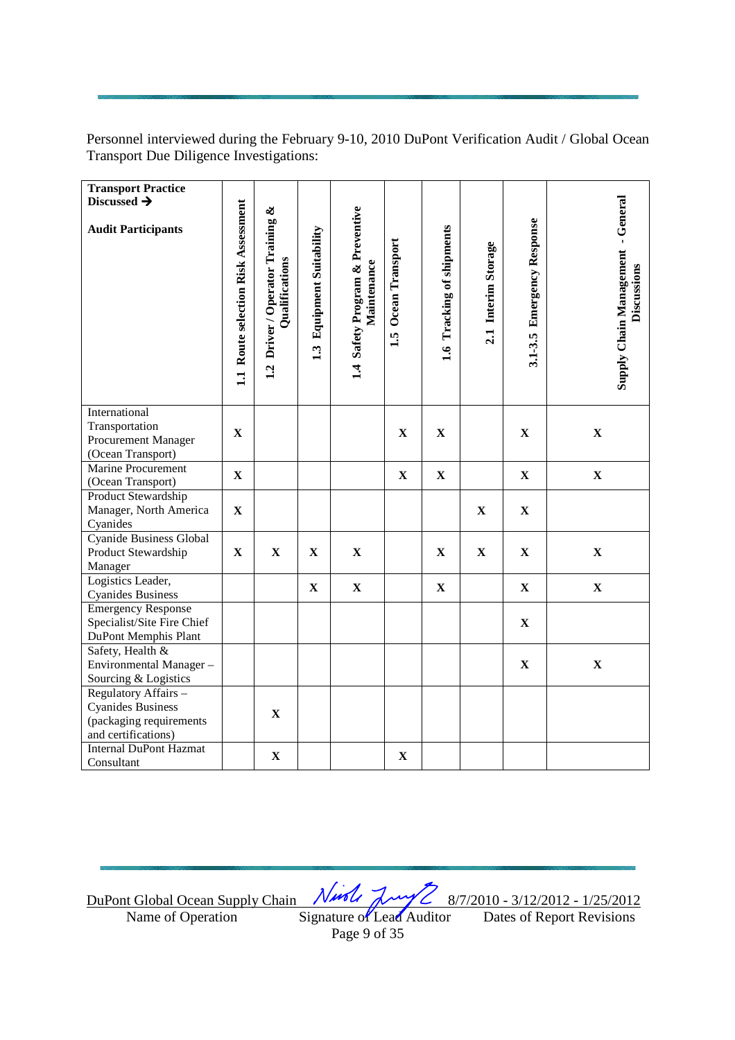Personnel interviewed during the February 9-10, 2010 DuPont Verification Audit / Global Ocean Transport Due Diligence Investigations:

| **Transport Practice Discussed →**<br><br>**Audit Participants** | **1.1 Route selection Risk Assessment** | **1.2 Driver / Operator Training & Qualifications** | **1.3 Equipment Suitability** | **1.4 Safety Program & Preventive Maintenance** | **1.5 Ocean Transport** | **1.6 Tracking of shipments** | **2.1 Interim Storage** | **3.1-3.5 Emergency Response** | **Supply Chain Management - General Discussions** |
|---|---|---|---|---|---|---|---|---|---|
| International Transportation Procurement Manager (Ocean Transport) | **X** | | | | **X** | **X** | | **X** | **X** |
| Marine Procurement (Ocean Transport) | **X** | | | | **X** | **X** | | **X** | **X** |
| Product Stewardship Manager, North America Cyanides | **X** | | | | | | **X** | **X** | |
| Cyanide Business Global Product Stewardship Manager | **X** | **X** | **X** | **X** | | **X** | **X** | **X** | **X** |
| Logistics Leader, Cyanides Business | | | **X** | **X** | | **X** | | **X** | **X** |
| Emergency Response Specialist/Site Fire Chief DuPont Memphis Plant | | | | | | | | **X** | |
| Safety, Health & Environmental Manager – Sourcing & Logistics | | | | | | | | **X** | **X** |
| Regulatory Affairs – Cyanides Business (packaging requirements and certifications) | | **X** | | | | | | | |
| Internal DuPont Hazmat Consultant | | **X** | | | **X** | | | | |

DuPont Global Ocean Supply Chain &nbsp;&nbsp; *[signature]* &nbsp;&nbsp; 8/7/2010 - 3/12/2012 - 1/25/2012
Name of Operation &nbsp;&nbsp; Signature of Lead Auditor &nbsp;&nbsp; Dates of Report Revisions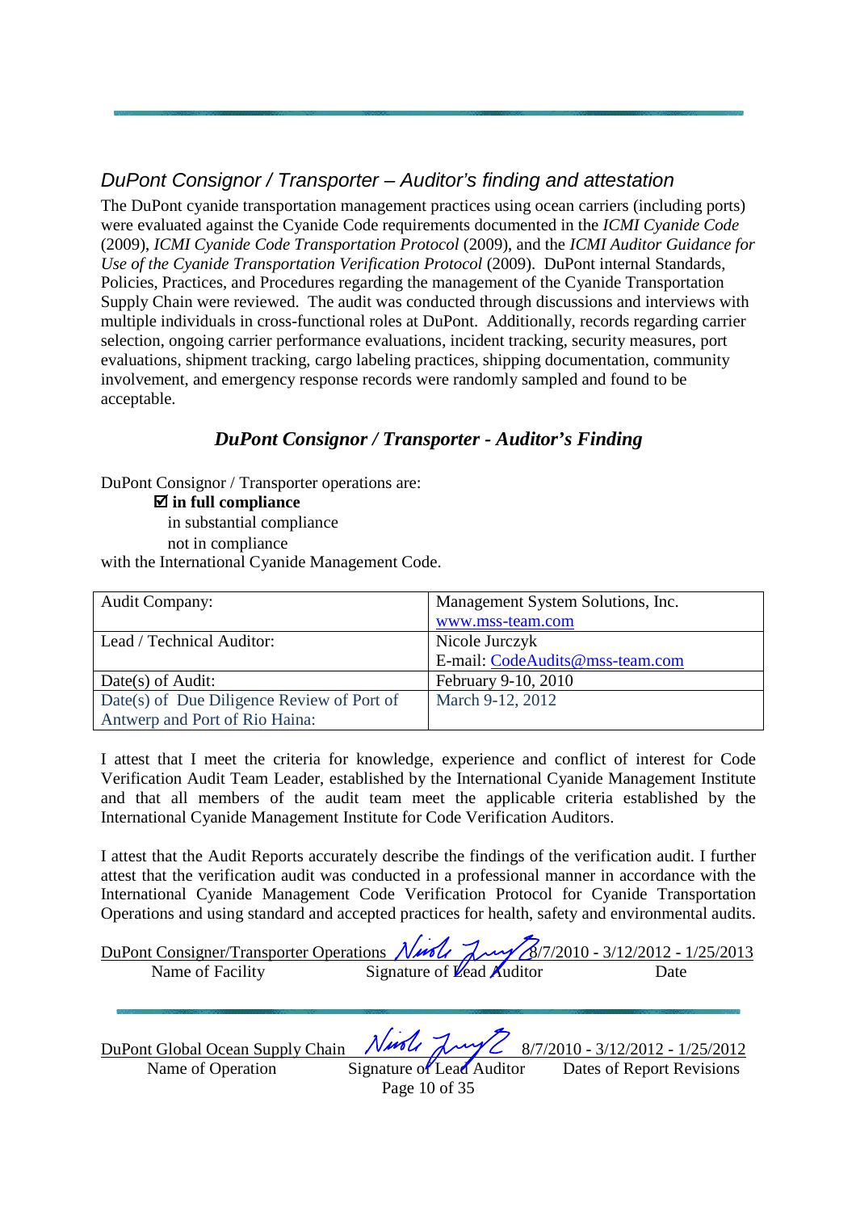## *DuPont Consignor / Transporter – Auditor's finding and attestation*

The DuPont cyanide transportation management practices using ocean carriers (including ports) were evaluated against the Cyanide Code requirements documented in the *ICMI Cyanide Code* (2009), *ICMI Cyanide Code Transportation Protocol* (2009), and the *ICMI Auditor Guidance for Use of the Cyanide Transportation Verification Protocol* (2009). DuPont internal Standards, Policies, Practices, and Procedures regarding the management of the Cyanide Transportation Supply Chain were reviewed. The audit was conducted through discussions and interviews with multiple individuals in cross-functional roles at DuPont. Additionally, records regarding carrier selection, ongoing carrier performance evaluations, incident tracking, security measures, port evaluations, shipment tracking, cargo labeling practices, shipping documentation, community involvement, and emergency response records were randomly sampled and found to be acceptable.

### *DuPont Consignor / Transporter - Auditor's Finding*

DuPont Consignor / Transporter operations are:

☑ **in full compliance**
in substantial compliance
not in compliance

with the International Cyanide Management Code.

| | |
|---|---|
| Audit Company: | Management System Solutions, Inc.<br>www.mss-team.com |
| Lead / Technical Auditor: | Nicole Jurczyk<br>E-mail: CodeAudits@mss-team.com |
| Date(s) of Audit: | February 9-10, 2010 |
| Date(s) of Due Diligence Review of Port of Antwerp and Port of Rio Haina: | March 9-12, 2012 |

I attest that I meet the criteria for knowledge, experience and conflict of interest for Code Verification Audit Team Leader, established by the International Cyanide Management Institute and that all members of the audit team meet the applicable criteria established by the International Cyanide Management Institute for Code Verification Auditors.

I attest that the Audit Reports accurately describe the findings of the verification audit. I further attest that the verification audit was conducted in a professional manner in accordance with the International Cyanide Management Code Verification Protocol for Cyanide Transportation Operations and using standard and accepted practices for health, safety and environmental audits.

DuPont Consigner/Transporter Operations &nbsp;&nbsp; [Signature] &nbsp;&nbsp; 8/7/2010 - 3/12/2012 - 1/25/2013
Name of Facility &nbsp;&nbsp; Signature of Lead Auditor &nbsp;&nbsp; Date

DuPont Global Ocean Supply Chain &nbsp;&nbsp; [Signature] &nbsp;&nbsp; 8/7/2010 - 3/12/2012 - 1/25/2012
Name of Operation &nbsp;&nbsp; Signature of Lead Auditor &nbsp;&nbsp; Dates of Report Revisions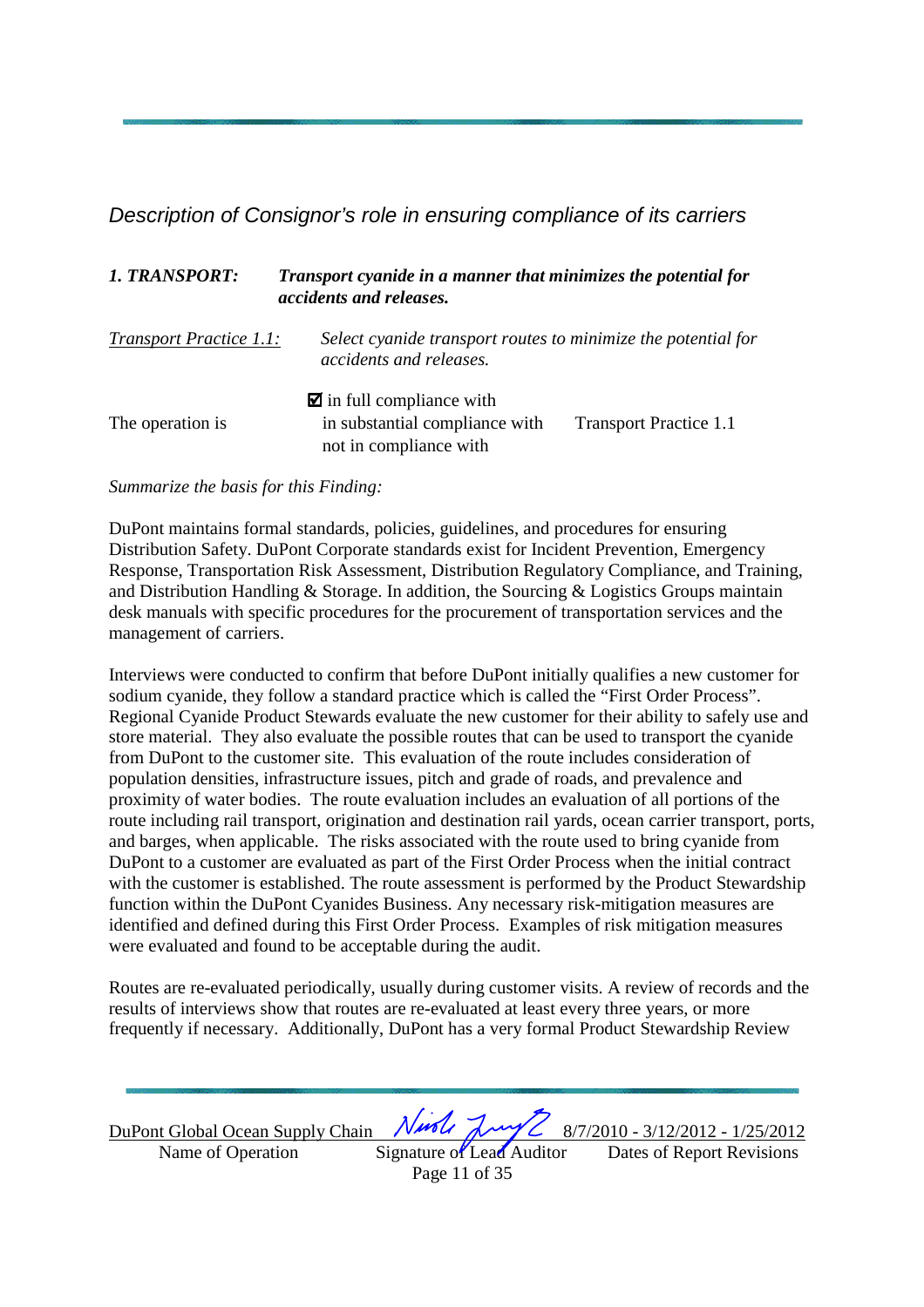*Description of Consignor's role in ensuring compliance of its carriers*

| | |
|---|---|
| ***1. TRANSPORT:*** | ***Transport cyanide in a manner that minimizes the potential for accidents and releases.*** |

| | |
|---|---|
| *Transport Practice 1.1:* | *Select cyanide transport routes to minimize the potential for accidents and releases.* |

| | | |
|---|---|---|
| The operation is | ☑ in full compliance with<br>in substantial compliance with<br>not in compliance with | Transport Practice 1.1 |

*Summarize the basis for this Finding:*

DuPont maintains formal standards, policies, guidelines, and procedures for ensuring Distribution Safety. DuPont Corporate standards exist for Incident Prevention, Emergency Response, Transportation Risk Assessment, Distribution Regulatory Compliance, and Training, and Distribution Handling & Storage. In addition, the Sourcing & Logistics Groups maintain desk manuals with specific procedures for the procurement of transportation services and the management of carriers.

Interviews were conducted to confirm that before DuPont initially qualifies a new customer for sodium cyanide, they follow a standard practice which is called the "First Order Process". Regional Cyanide Product Stewards evaluate the new customer for their ability to safely use and store material. They also evaluate the possible routes that can be used to transport the cyanide from DuPont to the customer site. This evaluation of the route includes consideration of population densities, infrastructure issues, pitch and grade of roads, and prevalence and proximity of water bodies. The route evaluation includes an evaluation of all portions of the route including rail transport, origination and destination rail yards, ocean carrier transport, ports, and barges, when applicable. The risks associated with the route used to bring cyanide from DuPont to a customer are evaluated as part of the First Order Process when the initial contract with the customer is established. The route assessment is performed by the Product Stewardship function within the DuPont Cyanides Business. Any necessary risk-mitigation measures are identified and defined during this First Order Process. Examples of risk mitigation measures were evaluated and found to be acceptable during the audit.

Routes are re-evaluated periodically, usually during customer visits. A review of records and the results of interviews show that routes are re-evaluated at least every three years, or more frequently if necessary. Additionally, DuPont has a very formal Product Stewardship Review

| | | |
|---|---|---|
| DuPont Global Ocean Supply Chain | | 8/7/2010 - 3/12/2012 - 1/25/2012 |
| Name of Operation | Signature of Lead Auditor | Dates of Report Revisions |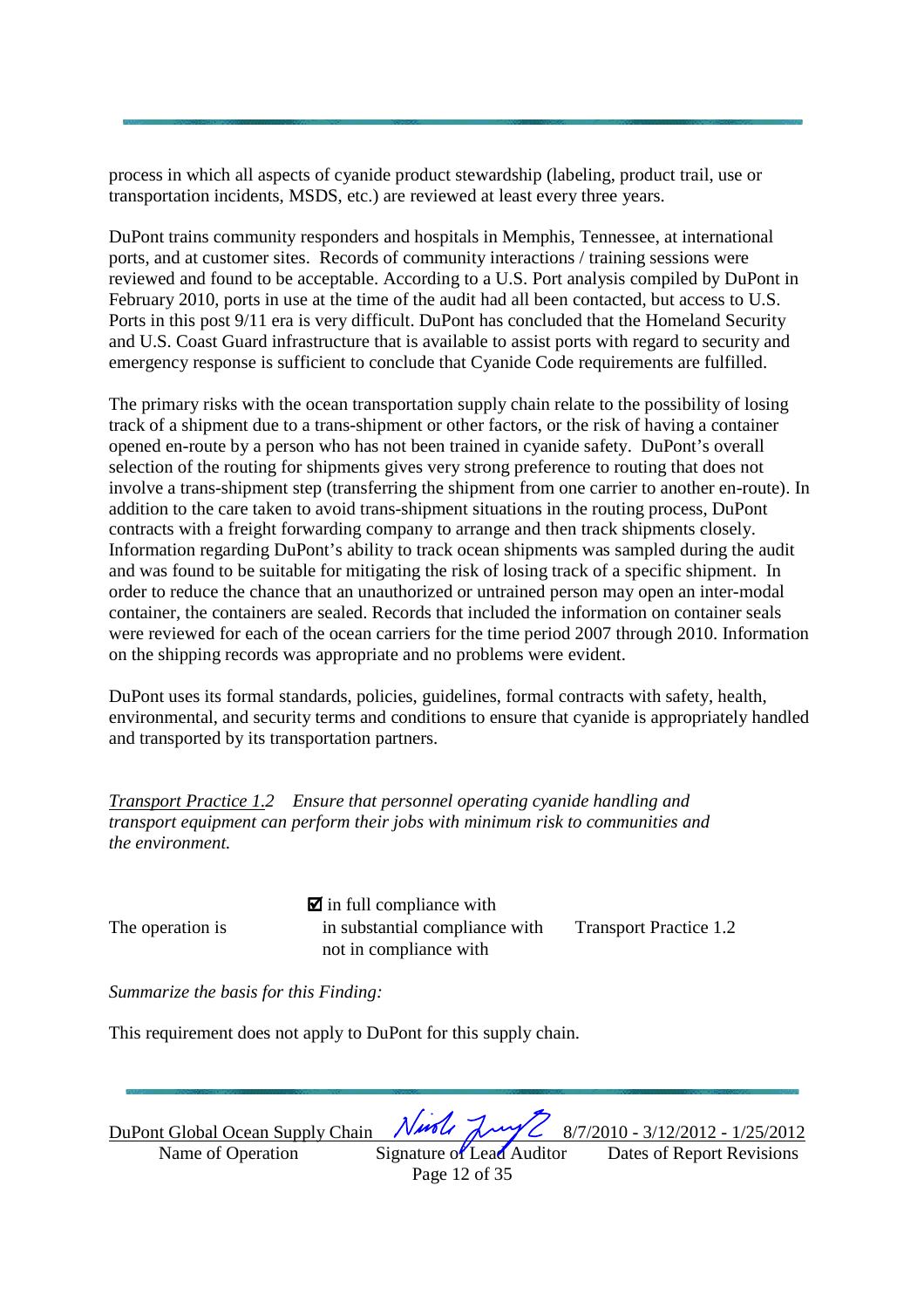process in which all aspects of cyanide product stewardship (labeling, product trail, use or transportation incidents, MSDS, etc.) are reviewed at least every three years.

DuPont trains community responders and hospitals in Memphis, Tennessee, at international ports, and at customer sites. Records of community interactions / training sessions were reviewed and found to be acceptable. According to a U.S. Port analysis compiled by DuPont in February 2010, ports in use at the time of the audit had all been contacted, but access to U.S. Ports in this post 9/11 era is very difficult. DuPont has concluded that the Homeland Security and U.S. Coast Guard infrastructure that is available to assist ports with regard to security and emergency response is sufficient to conclude that Cyanide Code requirements are fulfilled.

The primary risks with the ocean transportation supply chain relate to the possibility of losing track of a shipment due to a trans-shipment or other factors, or the risk of having a container opened en-route by a person who has not been trained in cyanide safety. DuPont's overall selection of the routing for shipments gives very strong preference to routing that does not involve a trans-shipment step (transferring the shipment from one carrier to another en-route). In addition to the care taken to avoid trans-shipment situations in the routing process, DuPont contracts with a freight forwarding company to arrange and then track shipments closely. Information regarding DuPont's ability to track ocean shipments was sampled during the audit and was found to be suitable for mitigating the risk of losing track of a specific shipment. In order to reduce the chance that an unauthorized or untrained person may open an inter-modal container, the containers are sealed. Records that included the information on container seals were reviewed for each of the ocean carriers for the time period 2007 through 2010. Information on the shipping records was appropriate and no problems were evident.

DuPont uses its formal standards, policies, guidelines, formal contracts with safety, health, environmental, and security terms and conditions to ensure that cyanide is appropriately handled and transported by its transportation partners.

*Transport Practice 1.2 Ensure that personnel operating cyanide handling and transport equipment can perform their jobs with minimum risk to communities and the environment.*

The operation is
- ☑ in full compliance with
- in substantial compliance with
- not in compliance with

Transport Practice 1.2

*Summarize the basis for this Finding:*

This requirement does not apply to DuPont for this supply chain.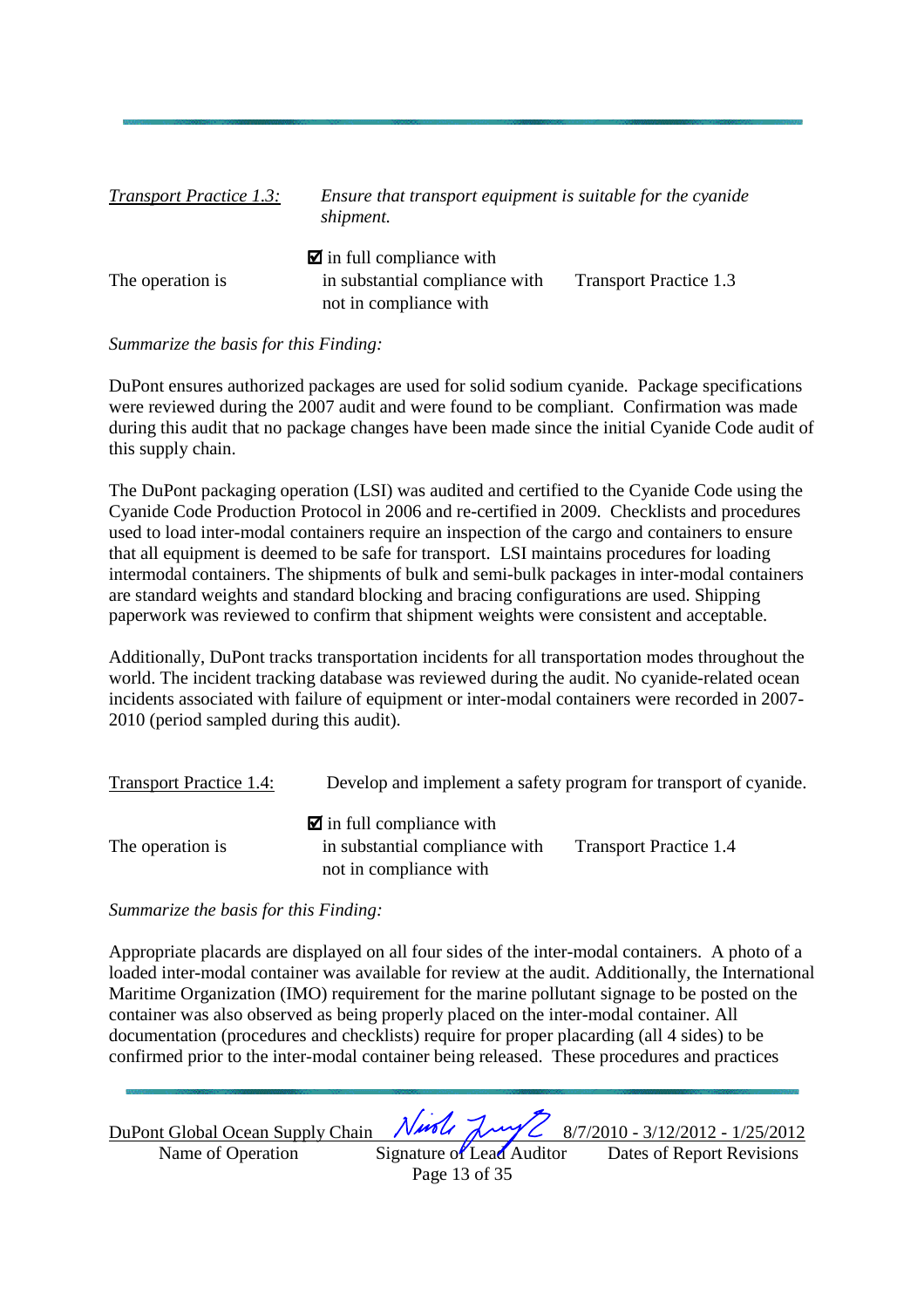| | | |
|---|---|---|
| *Transport Practice 1.3:* | *Ensure that transport equipment is suitable for the cyanide shipment.* | |
| The operation is | ☑ in full compliance with<br>in substantial compliance with<br>not in compliance with | Transport Practice 1.3 |

*Summarize the basis for this Finding:*

DuPont ensures authorized packages are used for solid sodium cyanide. Package specifications were reviewed during the 2007 audit and were found to be compliant. Confirmation was made during this audit that no package changes have been made since the initial Cyanide Code audit of this supply chain.

The DuPont packaging operation (LSI) was audited and certified to the Cyanide Code using the Cyanide Code Production Protocol in 2006 and re-certified in 2009. Checklists and procedures used to load inter-modal containers require an inspection of the cargo and containers to ensure that all equipment is deemed to be safe for transport. LSI maintains procedures for loading intermodal containers. The shipments of bulk and semi-bulk packages in inter-modal containers are standard weights and standard blocking and bracing configurations are used. Shipping paperwork was reviewed to confirm that shipment weights were consistent and acceptable.

Additionally, DuPont tracks transportation incidents for all transportation modes throughout the world. The incident tracking database was reviewed during the audit. No cyanide-related ocean incidents associated with failure of equipment or inter-modal containers were recorded in 2007-2010 (period sampled during this audit).

| | | |
|---|---|---|
| Transport Practice 1.4: | Develop and implement a safety program for transport of cyanide. | |
| The operation is | ☑ in full compliance with<br>in substantial compliance with<br>not in compliance with | Transport Practice 1.4 |

*Summarize the basis for this Finding:*

Appropriate placards are displayed on all four sides of the inter-modal containers. A photo of a loaded inter-modal container was available for review at the audit. Additionally, the International Maritime Organization (IMO) requirement for the marine pollutant signage to be posted on the container was also observed as being properly placed on the inter-modal container. All documentation (procedures and checklists) require for proper placarding (all 4 sides) to be confirmed prior to the inter-modal container being released. These procedures and practices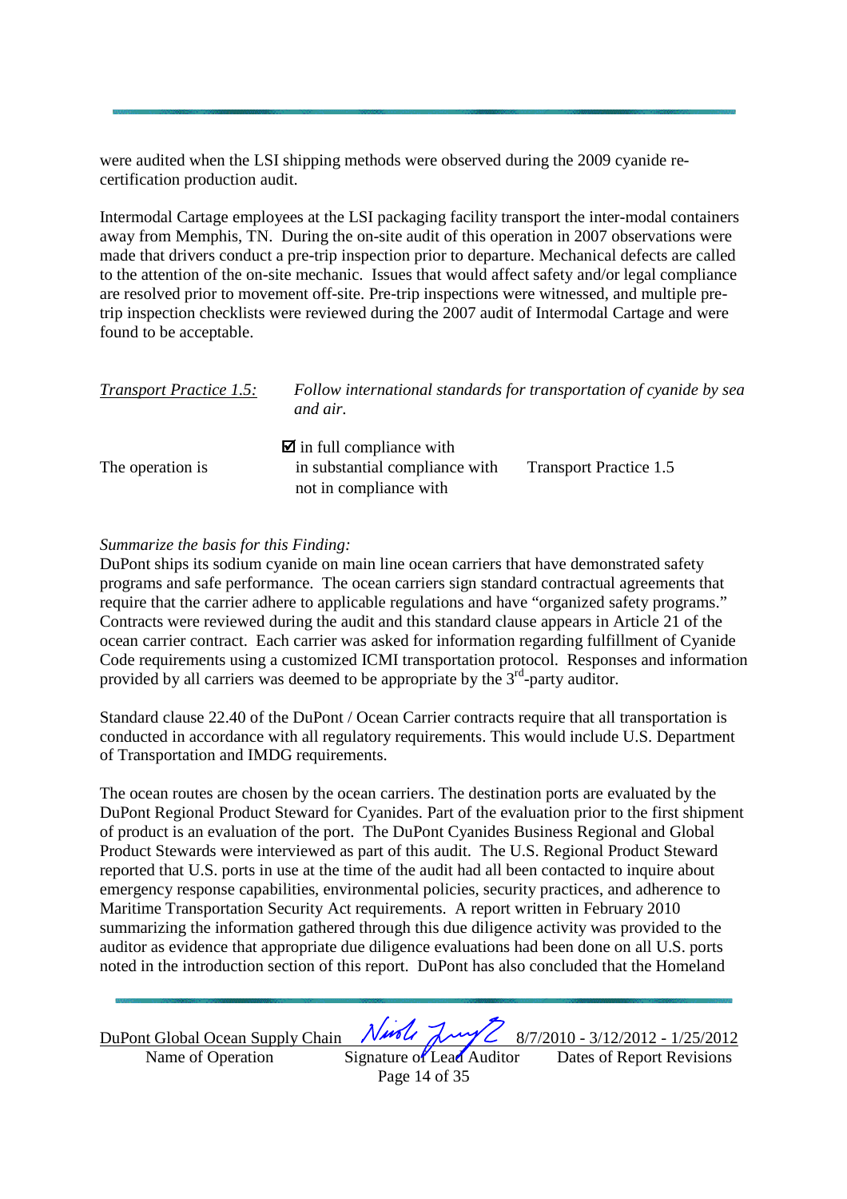were audited when the LSI shipping methods were observed during the 2009 cyanide re-certification production audit.

Intermodal Cartage employees at the LSI packaging facility transport the inter-modal containers away from Memphis, TN. During the on-site audit of this operation in 2007 observations were made that drivers conduct a pre-trip inspection prior to departure. Mechanical defects are called to the attention of the on-site mechanic. Issues that would affect safety and/or legal compliance are resolved prior to movement off-site. Pre-trip inspections were witnessed, and multiple pre-trip inspection checklists were reviewed during the 2007 audit of Intermodal Cartage and were found to be acceptable.

| | |
|---|---|
| *Transport Practice 1.5:* | *Follow international standards for transportation of cyanide by sea and air.* |

| | | |
|---|---|---|
| The operation is | ☑ in full compliance with<br>in substantial compliance with<br>not in compliance with | Transport Practice 1.5 |

*Summarize the basis for this Finding:*

DuPont ships its sodium cyanide on main line ocean carriers that have demonstrated safety programs and safe performance. The ocean carriers sign standard contractual agreements that require that the carrier adhere to applicable regulations and have "organized safety programs." Contracts were reviewed during the audit and this standard clause appears in Article 21 of the ocean carrier contract. Each carrier was asked for information regarding fulfillment of Cyanide Code requirements using a customized ICMI transportation protocol. Responses and information provided by all carriers was deemed to be appropriate by the 3rd-party auditor.

Standard clause 22.40 of the DuPont / Ocean Carrier contracts require that all transportation is conducted in accordance with all regulatory requirements. This would include U.S. Department of Transportation and IMDG requirements.

The ocean routes are chosen by the ocean carriers. The destination ports are evaluated by the DuPont Regional Product Steward for Cyanides. Part of the evaluation prior to the first shipment of product is an evaluation of the port. The DuPont Cyanides Business Regional and Global Product Stewards were interviewed as part of this audit. The U.S. Regional Product Steward reported that U.S. ports in use at the time of the audit had all been contacted to inquire about emergency response capabilities, environmental policies, security practices, and adherence to Maritime Transportation Security Act requirements. A report written in February 2010 summarizing the information gathered through this due diligence activity was provided to the auditor as evidence that appropriate due diligence evaluations had been done on all U.S. ports noted in the introduction section of this report. DuPont has also concluded that the Homeland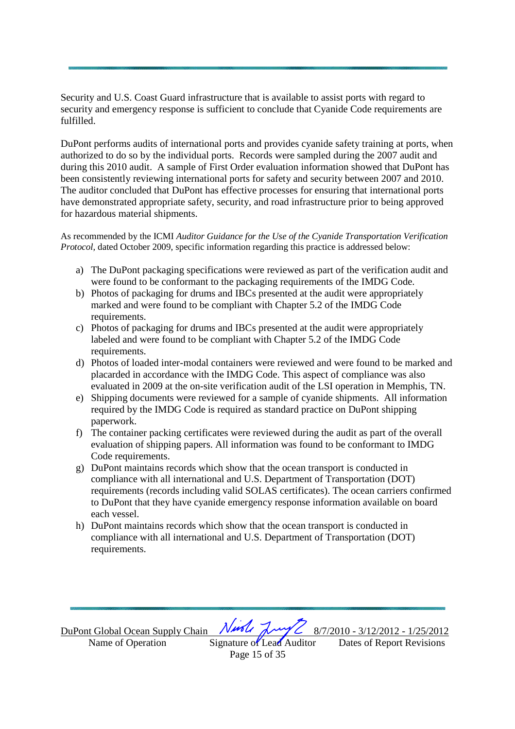Security and U.S. Coast Guard infrastructure that is available to assist ports with regard to security and emergency response is sufficient to conclude that Cyanide Code requirements are fulfilled.

DuPont performs audits of international ports and provides cyanide safety training at ports, when authorized to do so by the individual ports. Records were sampled during the 2007 audit and during this 2010 audit. A sample of First Order evaluation information showed that DuPont has been consistently reviewing international ports for safety and security between 2007 and 2010. The auditor concluded that DuPont has effective processes for ensuring that international ports have demonstrated appropriate safety, security, and road infrastructure prior to being approved for hazardous material shipments.

As recommended by the ICMI *Auditor Guidance for the Use of the Cyanide Transportation Verification Protocol*, dated October 2009, specific information regarding this practice is addressed below:

a) The DuPont packaging specifications were reviewed as part of the verification audit and were found to be conformant to the packaging requirements of the IMDG Code.
b) Photos of packaging for drums and IBCs presented at the audit were appropriately marked and were found to be compliant with Chapter 5.2 of the IMDG Code requirements.
c) Photos of packaging for drums and IBCs presented at the audit were appropriately labeled and were found to be compliant with Chapter 5.2 of the IMDG Code requirements.
d) Photos of loaded inter-modal containers were reviewed and were found to be marked and placarded in accordance with the IMDG Code. This aspect of compliance was also evaluated in 2009 at the on-site verification audit of the LSI operation in Memphis, TN.
e) Shipping documents were reviewed for a sample of cyanide shipments. All information required by the IMDG Code is required as standard practice on DuPont shipping paperwork.
f) The container packing certificates were reviewed during the audit as part of the overall evaluation of shipping papers. All information was found to be conformant to IMDG Code requirements.
g) DuPont maintains records which show that the ocean transport is conducted in compliance with all international and U.S. Department of Transportation (DOT) requirements (records including valid SOLAS certificates). The ocean carriers confirmed to DuPont that they have cyanide emergency response information available on board each vessel.
h) DuPont maintains records which show that the ocean transport is conducted in compliance with all international and U.S. Department of Transportation (DOT) requirements.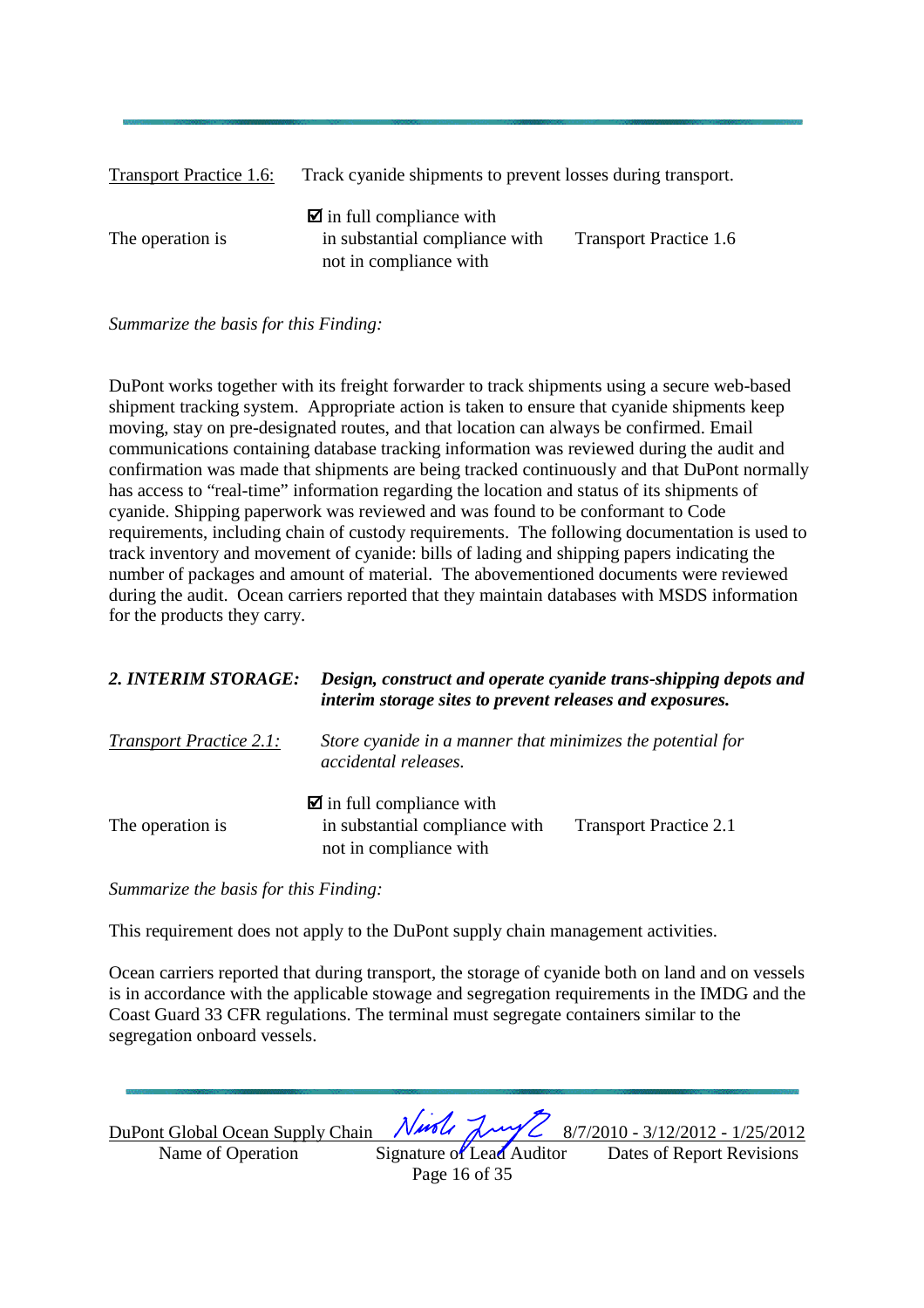Transport Practice 1.6: Track cyanide shipments to prevent losses during transport.

The operation is

☑ in full compliance with
in substantial compliance with
not in compliance with

Transport Practice 1.6

*Summarize the basis for this Finding:*

DuPont works together with its freight forwarder to track shipments using a secure web-based shipment tracking system. Appropriate action is taken to ensure that cyanide shipments keep moving, stay on pre-designated routes, and that location can always be confirmed. Email communications containing database tracking information was reviewed during the audit and confirmation was made that shipments are being tracked continuously and that DuPont normally has access to "real-time" information regarding the location and status of its shipments of cyanide. Shipping paperwork was reviewed and was found to be conformant to Code requirements, including chain of custody requirements. The following documentation is used to track inventory and movement of cyanide: bills of lading and shipping papers indicating the number of packages and amount of material. The abovementioned documents were reviewed during the audit. Ocean carriers reported that they maintain databases with MSDS information for the products they carry.

***2. INTERIM STORAGE:*** ***Design, construct and operate cyanide trans-shipping depots and interim storage sites to prevent releases and exposures.***

*Transport Practice 2.1:* *Store cyanide in a manner that minimizes the potential for accidental releases.*

The operation is

☑ in full compliance with
in substantial compliance with
not in compliance with

Transport Practice 2.1

*Summarize the basis for this Finding:*

This requirement does not apply to the DuPont supply chain management activities.

Ocean carriers reported that during transport, the storage of cyanide both on land and on vessels is in accordance with the applicable stowage and segregation requirements in the IMDG and the Coast Guard 33 CFR regulations. The terminal must segregate containers similar to the segregation onboard vessels.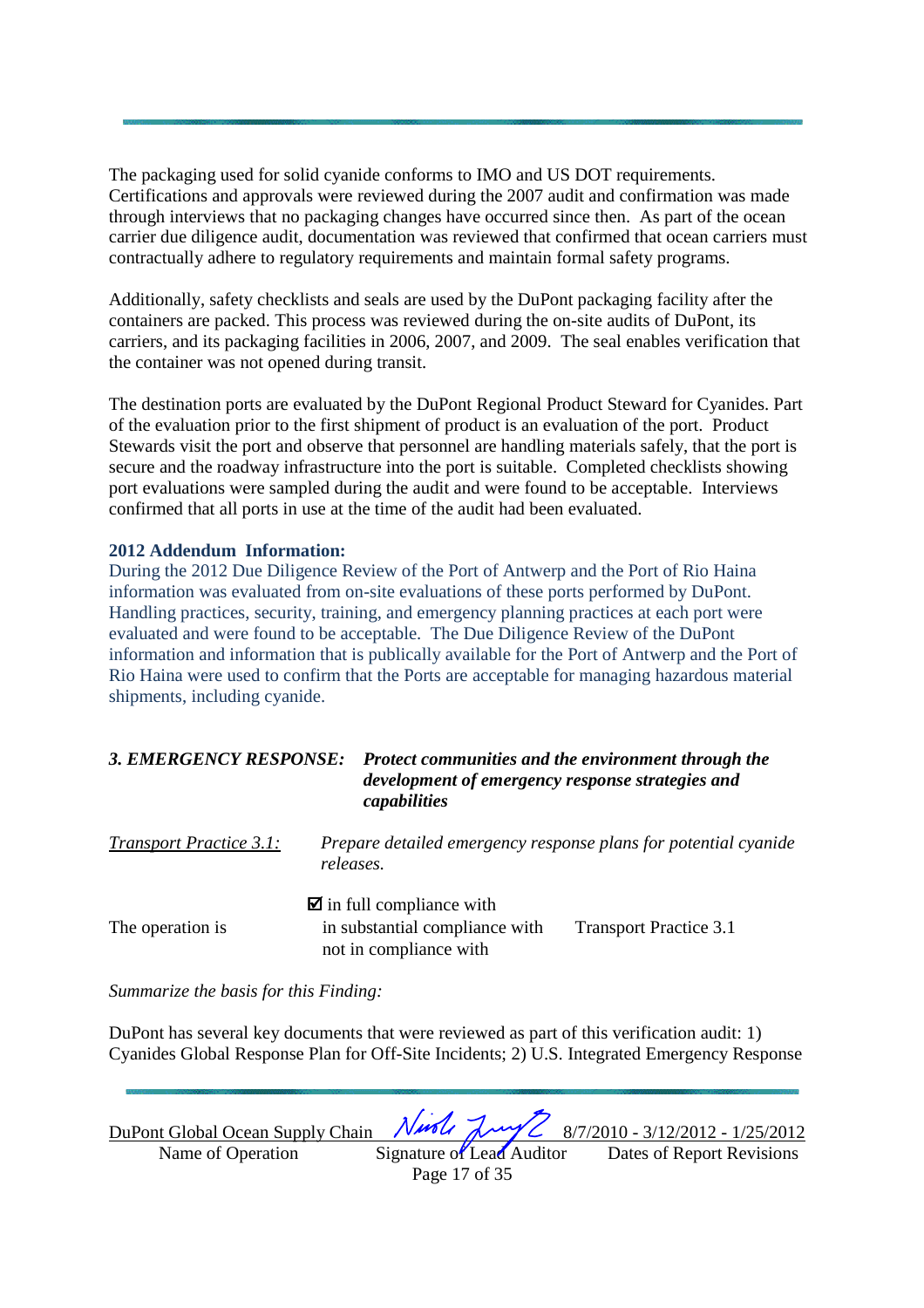The packaging used for solid cyanide conforms to IMO and US DOT requirements. Certifications and approvals were reviewed during the 2007 audit and confirmation was made through interviews that no packaging changes have occurred since then. As part of the ocean carrier due diligence audit, documentation was reviewed that confirmed that ocean carriers must contractually adhere to regulatory requirements and maintain formal safety programs.

Additionally, safety checklists and seals are used by the DuPont packaging facility after the containers are packed. This process was reviewed during the on-site audits of DuPont, its carriers, and its packaging facilities in 2006, 2007, and 2009. The seal enables verification that the container was not opened during transit.

The destination ports are evaluated by the DuPont Regional Product Steward for Cyanides. Part of the evaluation prior to the first shipment of product is an evaluation of the port. Product Stewards visit the port and observe that personnel are handling materials safely, that the port is secure and the roadway infrastructure into the port is suitable. Completed checklists showing port evaluations were sampled during the audit and were found to be acceptable. Interviews confirmed that all ports in use at the time of the audit had been evaluated.

**2012 Addendum Information:**

During the 2012 Due Diligence Review of the Port of Antwerp and the Port of Rio Haina information was evaluated from on-site evaluations of these ports performed by DuPont. Handling practices, security, training, and emergency planning practices at each port were evaluated and were found to be acceptable. The Due Diligence Review of the DuPont information and information that is publically available for the Port of Antwerp and the Port of Rio Haina were used to confirm that the Ports are acceptable for managing hazardous material shipments, including cyanide.

***3. EMERGENCY RESPONSE: Protect communities and the environment through the development of emergency response strategies and capabilities***

*Transport Practice 3.1:* *Prepare detailed emergency response plans for potential cyanide releases.*

The operation is
- ☑ in full compliance with
- ☐ in substantial compliance with
- ☐ not in compliance with

Transport Practice 3.1

*Summarize the basis for this Finding:*

DuPont has several key documents that were reviewed as part of this verification audit: 1) Cyanides Global Response Plan for Off-Site Incidents; 2) U.S. Integrated Emergency Response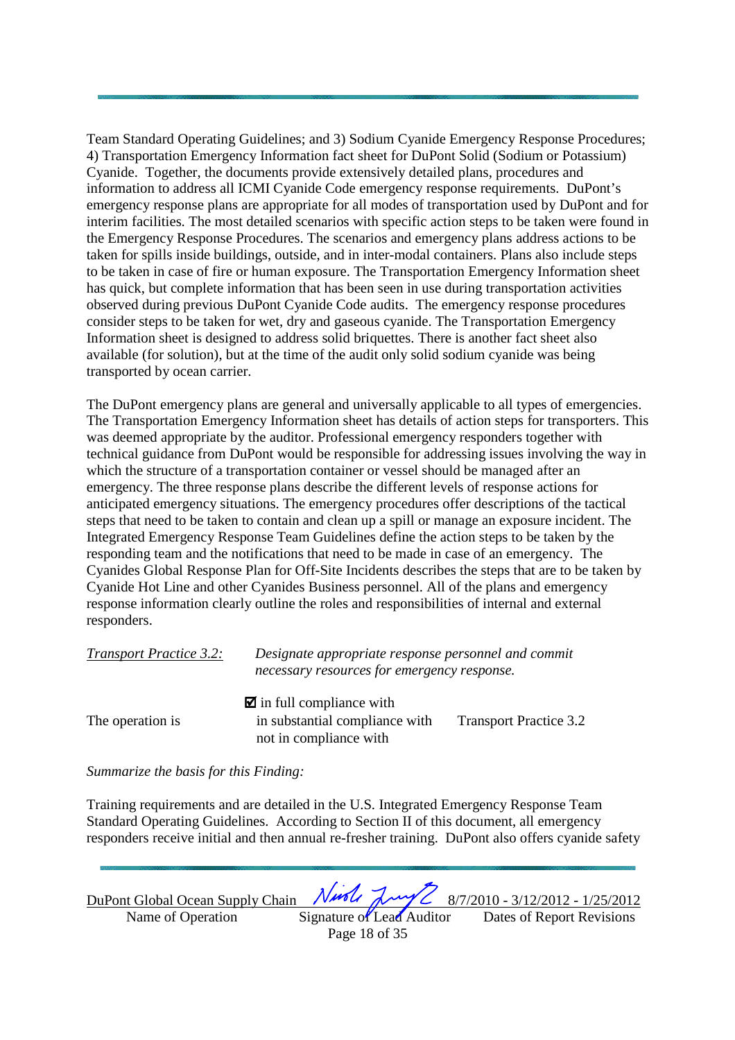Team Standard Operating Guidelines; and 3) Sodium Cyanide Emergency Response Procedures; 4) Transportation Emergency Information fact sheet for DuPont Solid (Sodium or Potassium) Cyanide. Together, the documents provide extensively detailed plans, procedures and information to address all ICMI Cyanide Code emergency response requirements. DuPont's emergency response plans are appropriate for all modes of transportation used by DuPont and for interim facilities. The most detailed scenarios with specific action steps to be taken were found in the Emergency Response Procedures. The scenarios and emergency plans address actions to be taken for spills inside buildings, outside, and in inter-modal containers. Plans also include steps to be taken in case of fire or human exposure. The Transportation Emergency Information sheet has quick, but complete information that has been seen in use during transportation activities observed during previous DuPont Cyanide Code audits. The emergency response procedures consider steps to be taken for wet, dry and gaseous cyanide. The Transportation Emergency Information sheet is designed to address solid briquettes. There is another fact sheet also available (for solution), but at the time of the audit only solid sodium cyanide was being transported by ocean carrier.

The DuPont emergency plans are general and universally applicable to all types of emergencies. The Transportation Emergency Information sheet has details of action steps for transporters. This was deemed appropriate by the auditor. Professional emergency responders together with technical guidance from DuPont would be responsible for addressing issues involving the way in which the structure of a transportation container or vessel should be managed after an emergency. The three response plans describe the different levels of response actions for anticipated emergency situations. The emergency procedures offer descriptions of the tactical steps that need to be taken to contain and clean up a spill or manage an exposure incident. The Integrated Emergency Response Team Guidelines define the action steps to be taken by the responding team and the notifications that need to be made in case of an emergency. The Cyanides Global Response Plan for Off-Site Incidents describes the steps that are to be taken by Cyanide Hot Line and other Cyanides Business personnel. All of the plans and emergency response information clearly outline the roles and responsibilities of internal and external responders.

<u>*Transport Practice 3.2:*</u> *Designate appropriate response personnel and commit necessary resources for emergency response.*

| | | |
|---|---|---|
| | ☑ in full compliance with | |
| The operation is | in substantial compliance with | Transport Practice 3.2 |
| | not in compliance with | |

*Summarize the basis for this Finding:*

Training requirements and are detailed in the U.S. Integrated Emergency Response Team Standard Operating Guidelines. According to Section II of this document, all emergency responders receive initial and then annual re-fresher training. DuPont also offers cyanide safety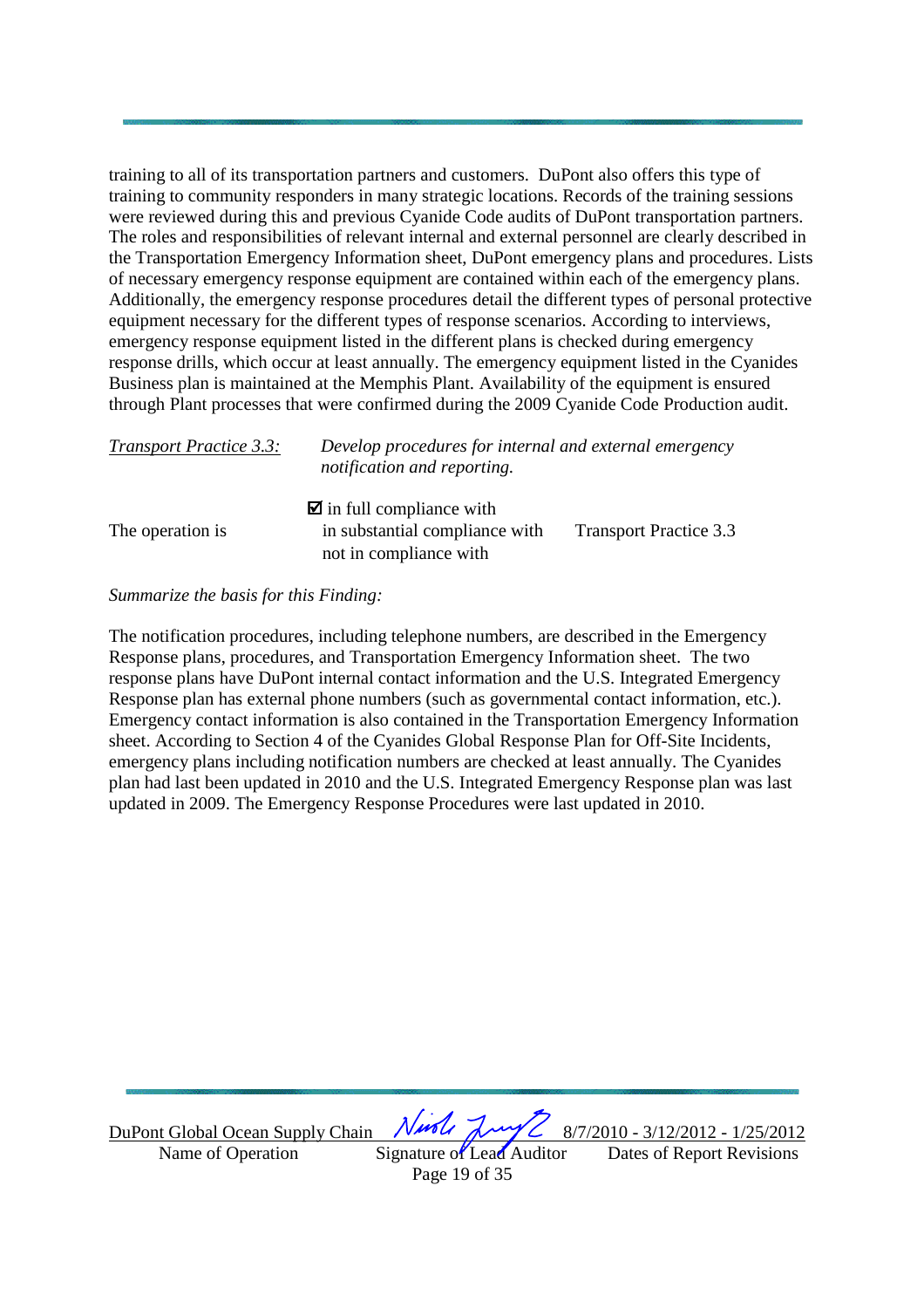training to all of its transportation partners and customers. DuPont also offers this type of training to community responders in many strategic locations. Records of the training sessions were reviewed during this and previous Cyanide Code audits of DuPont transportation partners. The roles and responsibilities of relevant internal and external personnel are clearly described in the Transportation Emergency Information sheet, DuPont emergency plans and procedures. Lists of necessary emergency response equipment are contained within each of the emergency plans. Additionally, the emergency response procedures detail the different types of personal protective equipment necessary for the different types of response scenarios. According to interviews, emergency response equipment listed in the different plans is checked during emergency response drills, which occur at least annually. The emergency equipment listed in the Cyanides Business plan is maintained at the Memphis Plant. Availability of the equipment is ensured through Plant processes that were confirmed during the 2009 Cyanide Code Production audit.

| *Transport Practice 3.3:* | *Develop procedures for internal and external emergency notification and reporting.* | |
|---|---|---|
| | ☑ in full compliance with | |
| The operation is | in substantial compliance with | Transport Practice 3.3 |
| | not in compliance with | |

*Summarize the basis for this Finding:*

The notification procedures, including telephone numbers, are described in the Emergency Response plans, procedures, and Transportation Emergency Information sheet. The two response plans have DuPont internal contact information and the U.S. Integrated Emergency Response plan has external phone numbers (such as governmental contact information, etc.). Emergency contact information is also contained in the Transportation Emergency Information sheet. According to Section 4 of the Cyanides Global Response Plan for Off-Site Incidents, emergency plans including notification numbers are checked at least annually. The Cyanides plan had last been updated in 2010 and the U.S. Integrated Emergency Response plan was last updated in 2009. The Emergency Response Procedures were last updated in 2010.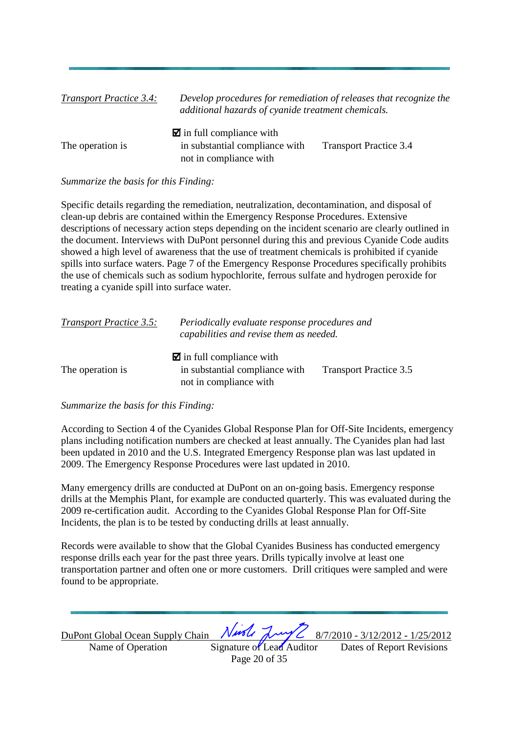*Transport Practice 3.4:* *Develop procedures for remediation of releases that recognize the additional hazards of cyanide treatment chemicals.*

The operation is

☑ in full compliance with
in substantial compliance with
not in compliance with

Transport Practice 3.4

*Summarize the basis for this Finding:*

Specific details regarding the remediation, neutralization, decontamination, and disposal of clean-up debris are contained within the Emergency Response Procedures. Extensive descriptions of necessary action steps depending on the incident scenario are clearly outlined in the document. Interviews with DuPont personnel during this and previous Cyanide Code audits showed a high level of awareness that the use of treatment chemicals is prohibited if cyanide spills into surface waters. Page 7 of the Emergency Response Procedures specifically prohibits the use of chemicals such as sodium hypochlorite, ferrous sulfate and hydrogen peroxide for treating a cyanide spill into surface water.

*Transport Practice 3.5:* *Periodically evaluate response procedures and capabilities and revise them as needed.*

The operation is

☑ in full compliance with
in substantial compliance with
not in compliance with

Transport Practice 3.5

*Summarize the basis for this Finding:*

According to Section 4 of the Cyanides Global Response Plan for Off-Site Incidents, emergency plans including notification numbers are checked at least annually. The Cyanides plan had last been updated in 2010 and the U.S. Integrated Emergency Response plan was last updated in 2009. The Emergency Response Procedures were last updated in 2010.

Many emergency drills are conducted at DuPont on an on-going basis. Emergency response drills at the Memphis Plant, for example are conducted quarterly. This was evaluated during the 2009 re-certification audit. According to the Cyanides Global Response Plan for Off-Site Incidents, the plan is to be tested by conducting drills at least annually.

Records were available to show that the Global Cyanides Business has conducted emergency response drills each year for the past three years. Drills typically involve at least one transportation partner and often one or more customers. Drill critiques were sampled and were found to be appropriate.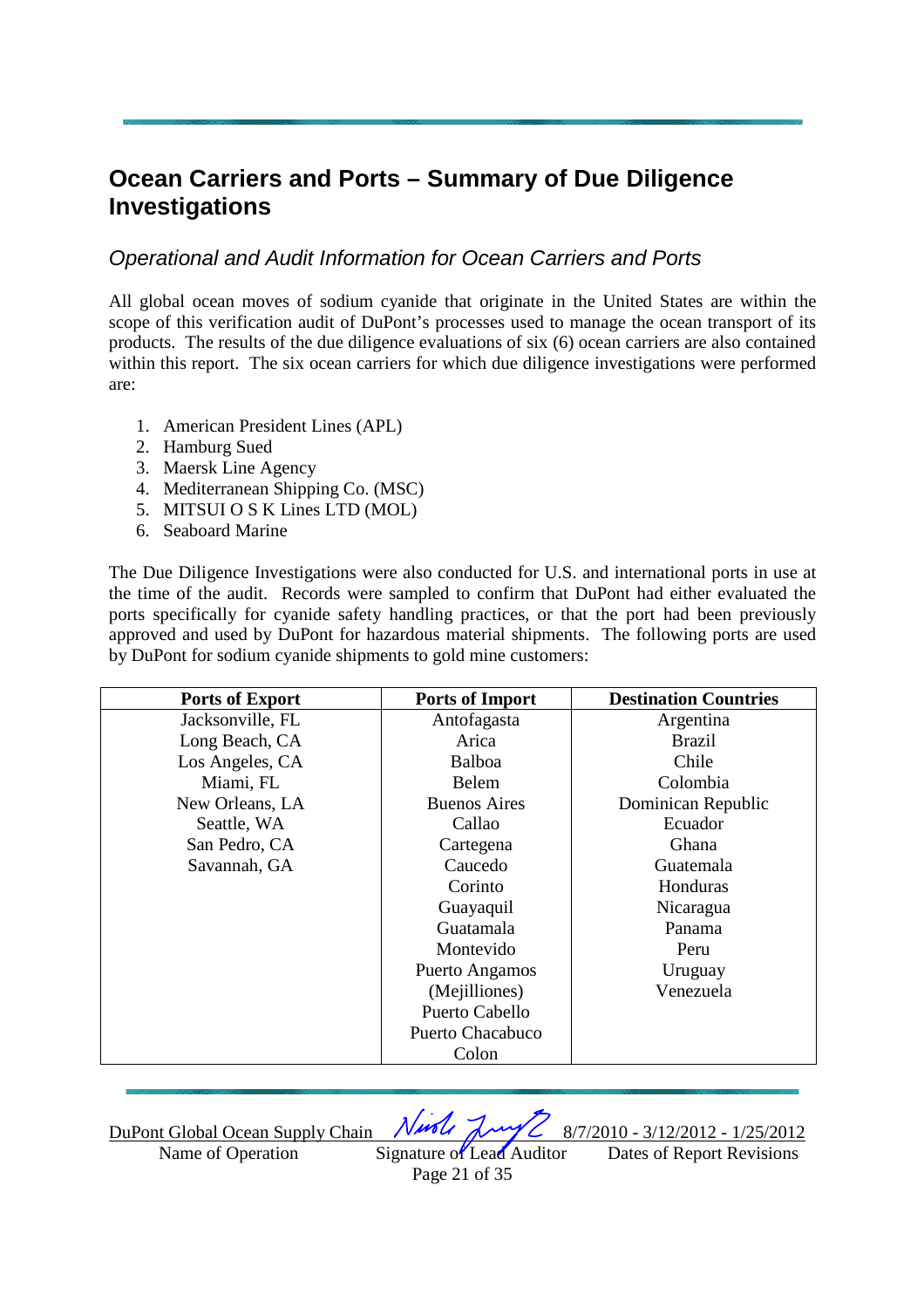## Ocean Carriers and Ports – Summary of Due Diligence Investigations

### *Operational and Audit Information for Ocean Carriers and Ports*

All global ocean moves of sodium cyanide that originate in the United States are within the scope of this verification audit of DuPont's processes used to manage the ocean transport of its products. The results of the due diligence evaluations of six (6) ocean carriers are also contained within this report. The six ocean carriers for which due diligence investigations were performed are:

1. American President Lines (APL)
2. Hamburg Sued
3. Maersk Line Agency
4. Mediterranean Shipping Co. (MSC)
5. MITSUI O S K Lines LTD (MOL)
6. Seaboard Marine

The Due Diligence Investigations were also conducted for U.S. and international ports in use at the time of the audit. Records were sampled to confirm that DuPont had either evaluated the ports specifically for cyanide safety handling practices, or that the port had been previously approved and used by DuPont for hazardous material shipments. The following ports are used by DuPont for sodium cyanide shipments to gold mine customers:

| Ports of Export | Ports of Import | Destination Countries |
|---|---|---|
| Jacksonville, FL | Antofagasta | Argentina |
| Long Beach, CA | Arica | Brazil |
| Los Angeles, CA | Balboa | Chile |
| Miami, FL | Belem | Colombia |
| New Orleans, LA | Buenos Aires | Dominican Republic |
| Seattle, WA | Callao | Ecuador |
| San Pedro, CA | Cartegena | Ghana |
| Savannah, GA | Caucedo | Guatemala |
| | Corinto | Honduras |
| | Guayaquil | Nicaragua |
| | Guatamala | Panama |
| | Montevido | Peru |
| | Puerto Angamos (Mejilliones) | Uruguay |
| | Puerto Cabello | Venezuela |
| | Puerto Chacabuco | |
| | Colon | |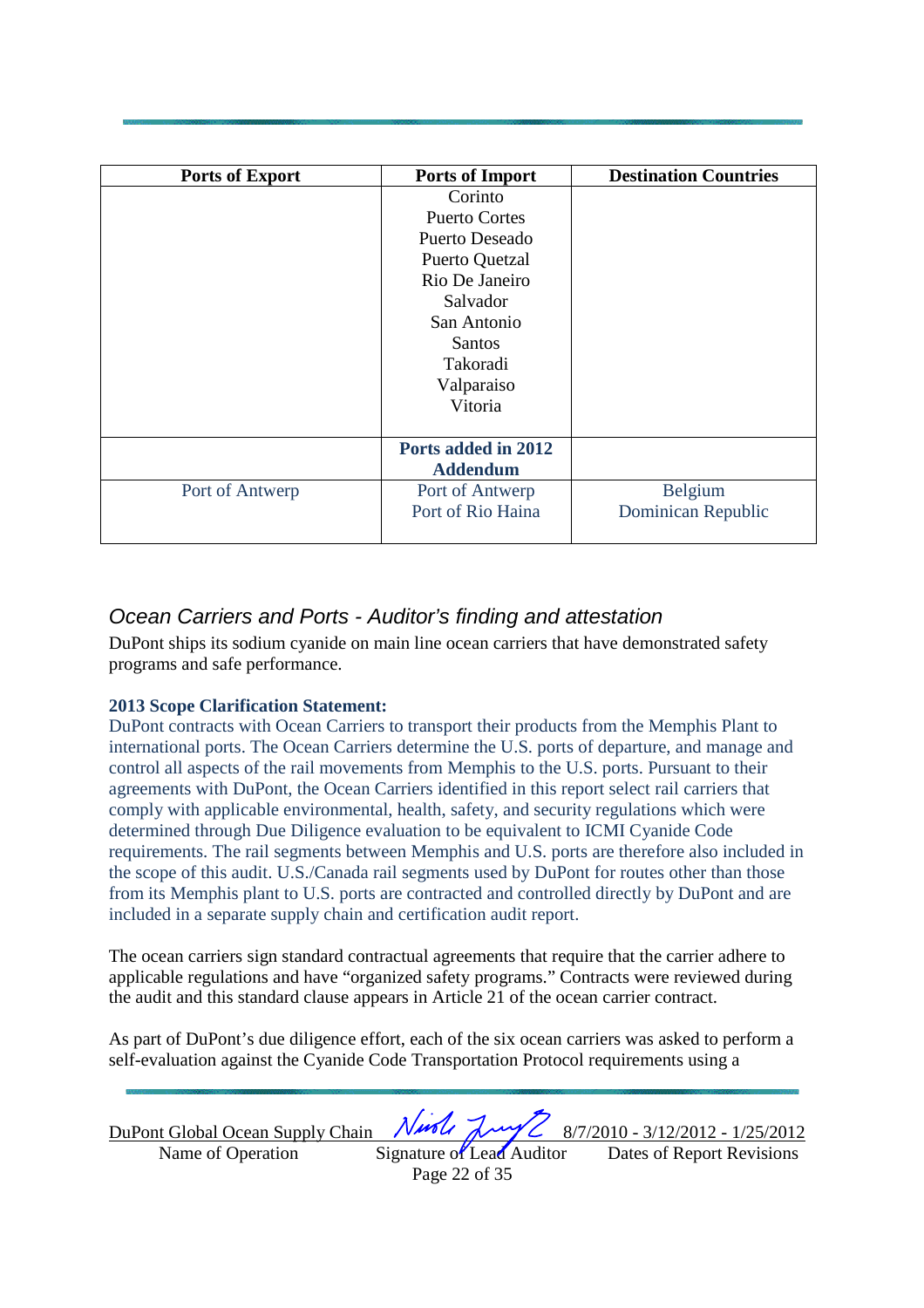| Ports of Export | Ports of Import | Destination Countries |
|---|---|---|
| | Corinto<br>Puerto Cortes<br>Puerto Deseado<br>Puerto Quetzal<br>Rio De Janeiro<br>Salvador<br>San Antonio<br>Santos<br>Takoradi<br>Valparaiso<br>Vitoria | |
| | **Ports added in 2012 Addendum** | |
| Port of Antwerp | Port of Antwerp<br>Port of Rio Haina | Belgium<br>Dominican Republic |

## *Ocean Carriers and Ports - Auditor's finding and attestation*

DuPont ships its sodium cyanide on main line ocean carriers that have demonstrated safety programs and safe performance.

**2013 Scope Clarification Statement:**
DuPont contracts with Ocean Carriers to transport their products from the Memphis Plant to international ports. The Ocean Carriers determine the U.S. ports of departure, and manage and control all aspects of the rail movements from Memphis to the U.S. ports. Pursuant to their agreements with DuPont, the Ocean Carriers identified in this report select rail carriers that comply with applicable environmental, health, safety, and security regulations which were determined through Due Diligence evaluation to be equivalent to ICMI Cyanide Code requirements. The rail segments between Memphis and U.S. ports are therefore also included in the scope of this audit. U.S./Canada rail segments used by DuPont for routes other than those from its Memphis plant to U.S. ports are contracted and controlled directly by DuPont and are included in a separate supply chain and certification audit report.

The ocean carriers sign standard contractual agreements that require that the carrier adhere to applicable regulations and have "organized safety programs." Contracts were reviewed during the audit and this standard clause appears in Article 21 of the ocean carrier contract.

As part of DuPont's due diligence effort, each of the six ocean carriers was asked to perform a self-evaluation against the Cyanide Code Transportation Protocol requirements using a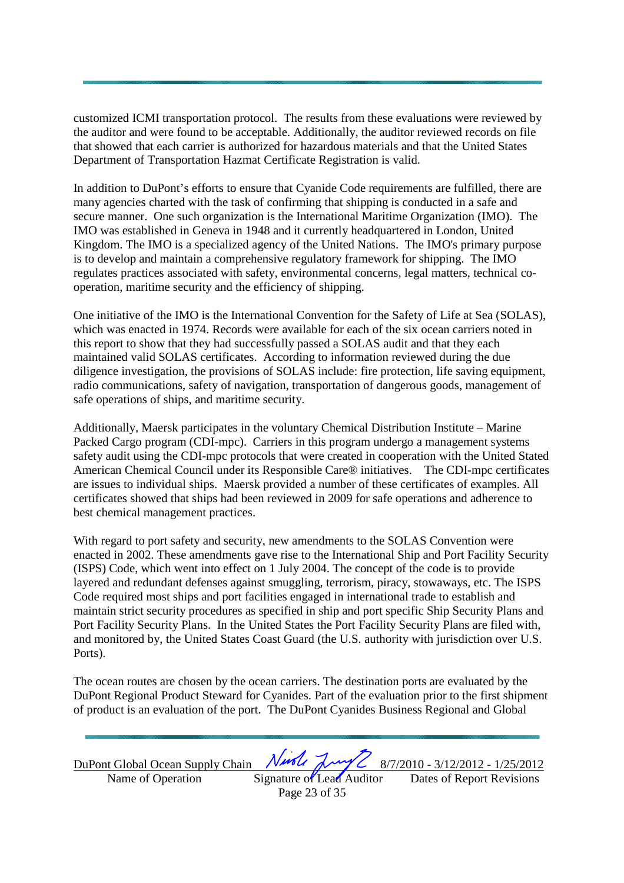customized ICMI transportation protocol. The results from these evaluations were reviewed by the auditor and were found to be acceptable. Additionally, the auditor reviewed records on file that showed that each carrier is authorized for hazardous materials and that the United States Department of Transportation Hazmat Certificate Registration is valid.

In addition to DuPont's efforts to ensure that Cyanide Code requirements are fulfilled, there are many agencies charted with the task of confirming that shipping is conducted in a safe and secure manner. One such organization is the International Maritime Organization (IMO). The IMO was established in Geneva in 1948 and it currently headquartered in London, United Kingdom. The IMO is a specialized agency of the United Nations. The IMO's primary purpose is to develop and maintain a comprehensive regulatory framework for shipping. The IMO regulates practices associated with safety, environmental concerns, legal matters, technical co-operation, maritime security and the efficiency of shipping.

One initiative of the IMO is the International Convention for the Safety of Life at Sea (SOLAS), which was enacted in 1974. Records were available for each of the six ocean carriers noted in this report to show that they had successfully passed a SOLAS audit and that they each maintained valid SOLAS certificates. According to information reviewed during the due diligence investigation, the provisions of SOLAS include: fire protection, life saving equipment, radio communications, safety of navigation, transportation of dangerous goods, management of safe operations of ships, and maritime security.

Additionally, Maersk participates in the voluntary Chemical Distribution Institute – Marine Packed Cargo program (CDI-mpc). Carriers in this program undergo a management systems safety audit using the CDI-mpc protocols that were created in cooperation with the United Stated American Chemical Council under its Responsible Care® initiatives. The CDI-mpc certificates are issues to individual ships. Maersk provided a number of these certificates of examples. All certificates showed that ships had been reviewed in 2009 for safe operations and adherence to best chemical management practices.

With regard to port safety and security, new amendments to the SOLAS Convention were enacted in 2002. These amendments gave rise to the International Ship and Port Facility Security (ISPS) Code, which went into effect on 1 July 2004. The concept of the code is to provide layered and redundant defenses against smuggling, terrorism, piracy, stowaways, etc. The ISPS Code required most ships and port facilities engaged in international trade to establish and maintain strict security procedures as specified in ship and port specific Ship Security Plans and Port Facility Security Plans. In the United States the Port Facility Security Plans are filed with, and monitored by, the United States Coast Guard (the U.S. authority with jurisdiction over U.S. Ports).

The ocean routes are chosen by the ocean carriers. The destination ports are evaluated by the DuPont Regional Product Steward for Cyanides. Part of the evaluation prior to the first shipment of product is an evaluation of the port. The DuPont Cyanides Business Regional and Global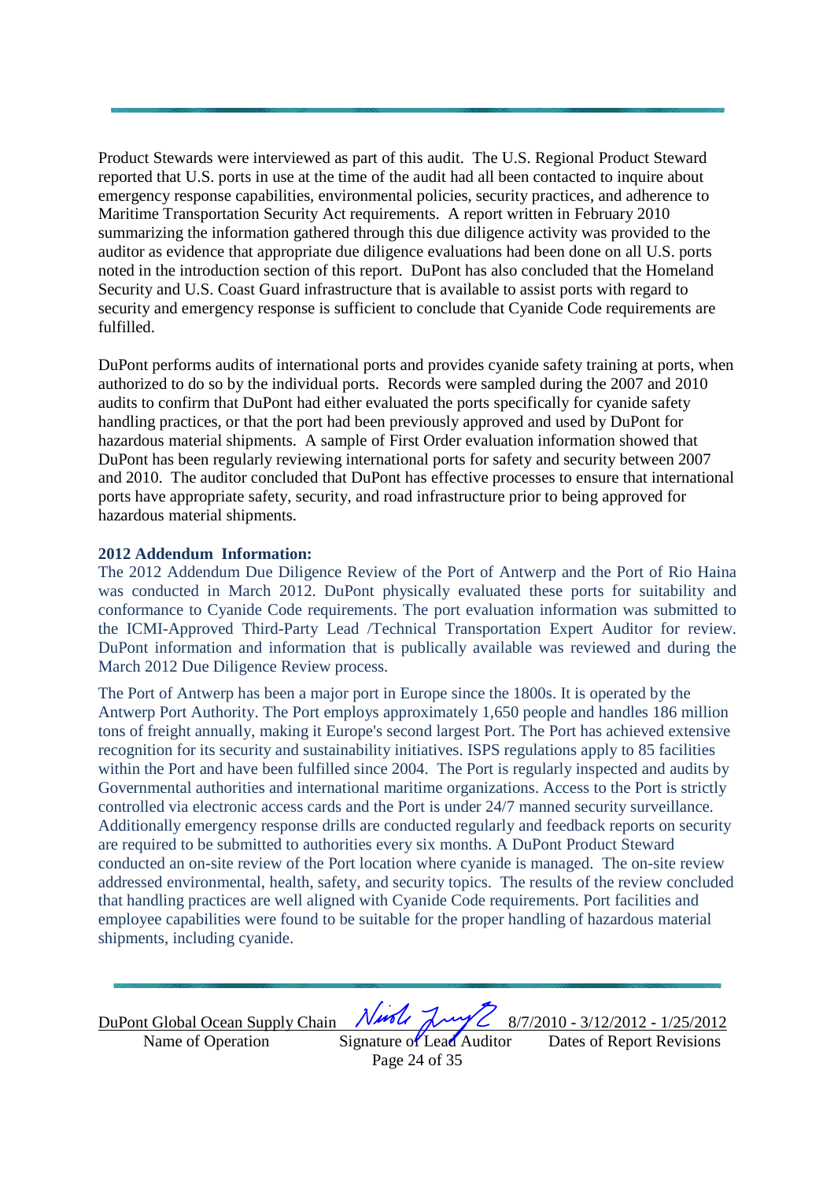Product Stewards were interviewed as part of this audit. The U.S. Regional Product Steward reported that U.S. ports in use at the time of the audit had all been contacted to inquire about emergency response capabilities, environmental policies, security practices, and adherence to Maritime Transportation Security Act requirements. A report written in February 2010 summarizing the information gathered through this due diligence activity was provided to the auditor as evidence that appropriate due diligence evaluations had been done on all U.S. ports noted in the introduction section of this report. DuPont has also concluded that the Homeland Security and U.S. Coast Guard infrastructure that is available to assist ports with regard to security and emergency response is sufficient to conclude that Cyanide Code requirements are fulfilled.

DuPont performs audits of international ports and provides cyanide safety training at ports, when authorized to do so by the individual ports. Records were sampled during the 2007 and 2010 audits to confirm that DuPont had either evaluated the ports specifically for cyanide safety handling practices, or that the port had been previously approved and used by DuPont for hazardous material shipments. A sample of First Order evaluation information showed that DuPont has been regularly reviewing international ports for safety and security between 2007 and 2010. The auditor concluded that DuPont has effective processes to ensure that international ports have appropriate safety, security, and road infrastructure prior to being approved for hazardous material shipments.

**2012 Addendum Information:**

The 2012 Addendum Due Diligence Review of the Port of Antwerp and the Port of Rio Haina was conducted in March 2012. DuPont physically evaluated these ports for suitability and conformance to Cyanide Code requirements. The port evaluation information was submitted to the ICMI-Approved Third-Party Lead /Technical Transportation Expert Auditor for review. DuPont information and information that is publically available was reviewed and during the March 2012 Due Diligence Review process.

The Port of Antwerp has been a major port in Europe since the 1800s. It is operated by the Antwerp Port Authority. The Port employs approximately 1,650 people and handles 186 million tons of freight annually, making it Europe's second largest Port. The Port has achieved extensive recognition for its security and sustainability initiatives. ISPS regulations apply to 85 facilities within the Port and have been fulfilled since 2004. The Port is regularly inspected and audits by Governmental authorities and international maritime organizations. Access to the Port is strictly controlled via electronic access cards and the Port is under 24/7 manned security surveillance. Additionally emergency response drills are conducted regularly and feedback reports on security are required to be submitted to authorities every six months. A DuPont Product Steward conducted an on-site review of the Port location where cyanide is managed. The on-site review addressed environmental, health, safety, and security topics. The results of the review concluded that handling practices are well aligned with Cyanide Code requirements. Port facilities and employee capabilities were found to be suitable for the proper handling of hazardous material shipments, including cyanide.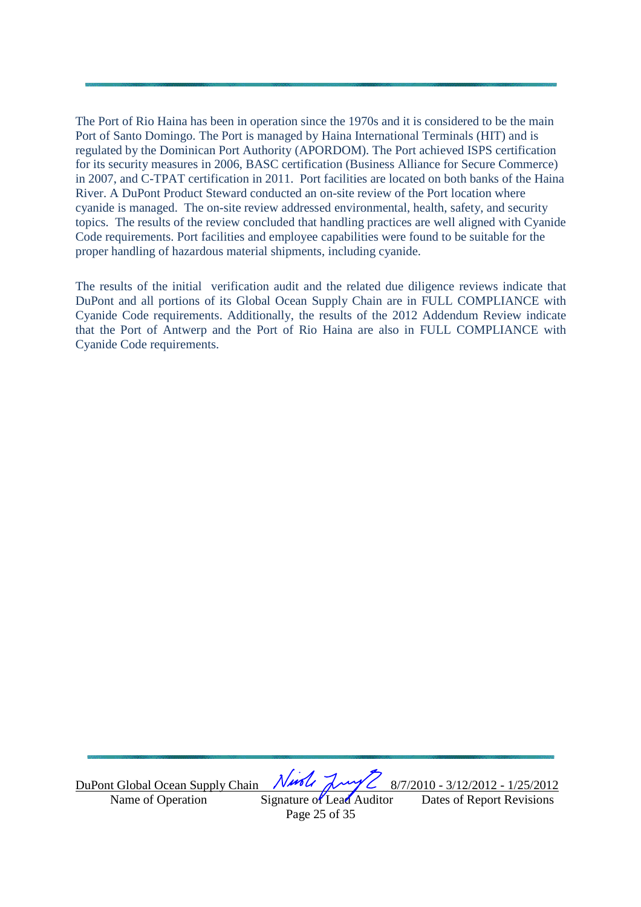The Port of Rio Haina has been in operation since the 1970s and it is considered to be the main Port of Santo Domingo. The Port is managed by Haina International Terminals (HIT) and is regulated by the Dominican Port Authority (APORDOM). The Port achieved ISPS certification for its security measures in 2006, BASC certification (Business Alliance for Secure Commerce) in 2007, and C-TPAT certification in 2011. Port facilities are located on both banks of the Haina River. A DuPont Product Steward conducted an on-site review of the Port location where cyanide is managed. The on-site review addressed environmental, health, safety, and security topics. The results of the review concluded that handling practices are well aligned with Cyanide Code requirements. Port facilities and employee capabilities were found to be suitable for the proper handling of hazardous material shipments, including cyanide.

The results of the initial verification audit and the related due diligence reviews indicate that DuPont and all portions of its Global Ocean Supply Chain are in FULL COMPLIANCE with Cyanide Code requirements. Additionally, the results of the 2012 Addendum Review indicate that the Port of Antwerp and the Port of Rio Haina are also in FULL COMPLIANCE with Cyanide Code requirements.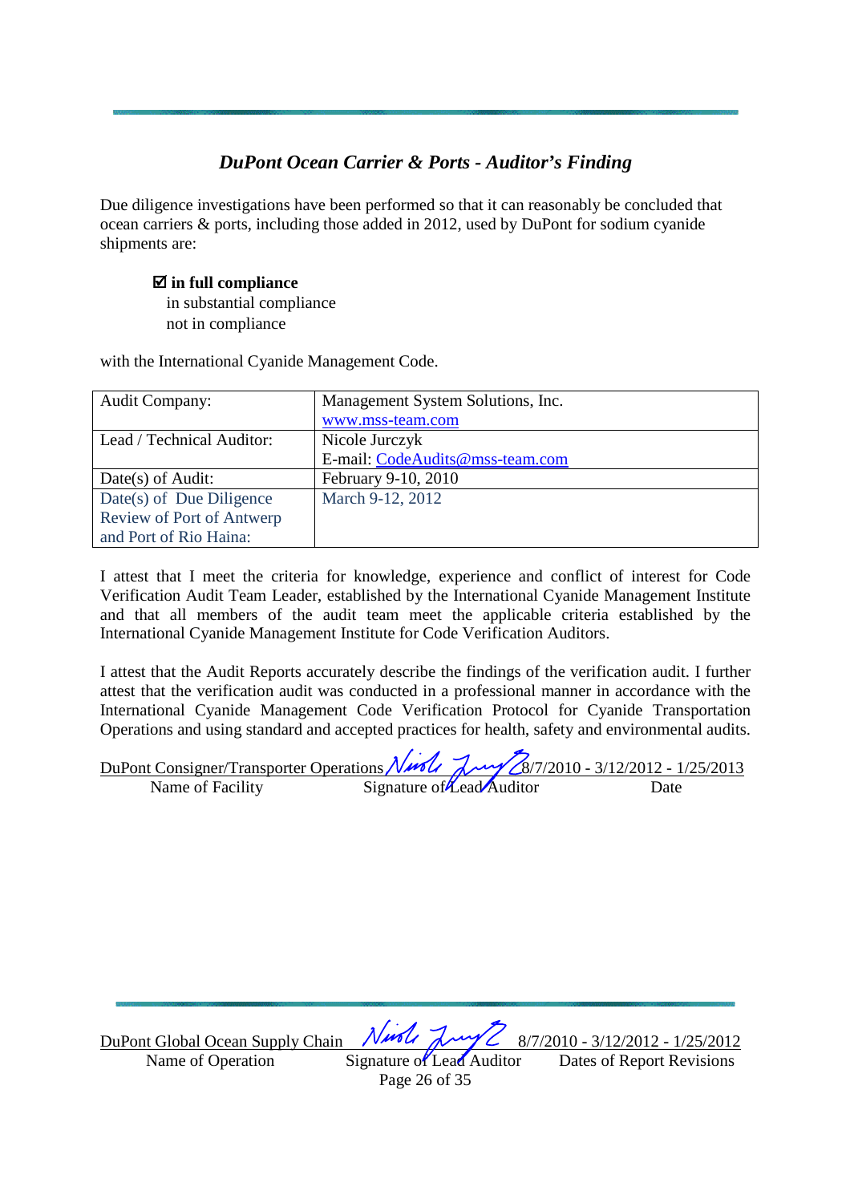## *DuPont Ocean Carrier & Ports - Auditor's Finding*

Due diligence investigations have been performed so that it can reasonably be concluded that ocean carriers & ports, including those added in 2012, used by DuPont for sodium cyanide shipments are:

☑ **in full compliance**
in substantial compliance
not in compliance

with the International Cyanide Management Code.

| | |
|---|---|
| Audit Company: | Management System Solutions, Inc.<br>www.mss-team.com |
| Lead / Technical Auditor: | Nicole Jurczyk<br>E-mail: CodeAudits@mss-team.com |
| Date(s) of Audit: | February 9-10, 2010 |
| Date(s) of Due Diligence Review of Port of Antwerp and Port of Rio Haina: | March 9-12, 2012 |

I attest that I meet the criteria for knowledge, experience and conflict of interest for Code Verification Audit Team Leader, established by the International Cyanide Management Institute and that all members of the audit team meet the applicable criteria established by the International Cyanide Management Institute for Code Verification Auditors.

I attest that the Audit Reports accurately describe the findings of the verification audit. I further attest that the verification audit was conducted in a professional manner in accordance with the International Cyanide Management Code Verification Protocol for Cyanide Transportation Operations and using standard and accepted practices for health, safety and environmental audits.

| DuPont Consigner/Transporter Operations | *Nicole Jurczyk* | 8/7/2010 - 3/12/2012 - 1/25/2013 |
|---|---|---|
| Name of Facility | Signature of Lead Auditor | Date |

| DuPont Global Ocean Supply Chain | *Nicole Jurczyk* | 8/7/2010 - 3/12/2012 - 1/25/2012 |
|---|---|---|
| Name of Operation | Signature of Lead Auditor | Dates of Report Revisions |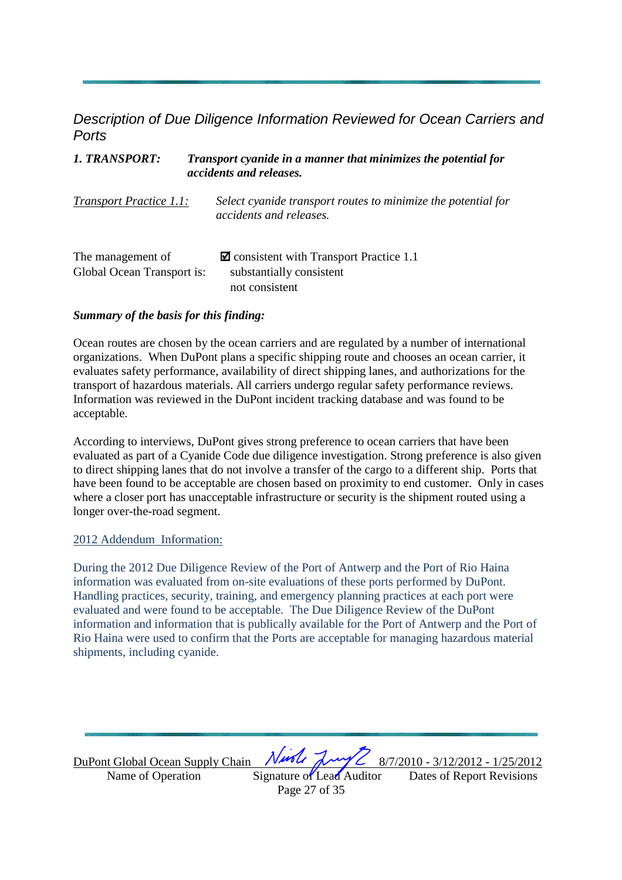## *Description of Due Diligence Information Reviewed for Ocean Carriers and Ports*

***1. TRANSPORT:*** ***Transport cyanide in a manner that minimizes the potential for accidents and releases.***

*Transport Practice 1.1:* *Select cyanide transport routes to minimize the potential for accidents and releases.*

| | |
|---|---|
| The management of Global Ocean Transport is: | ☑ consistent with Transport Practice 1.1 |
| | substantially consistent |
| | not consistent |

***Summary of the basis for this finding:***

Ocean routes are chosen by the ocean carriers and are regulated by a number of international organizations. When DuPont plans a specific shipping route and chooses an ocean carrier, it evaluates safety performance, availability of direct shipping lanes, and authorizations for the transport of hazardous materials. All carriers undergo regular safety performance reviews. Information was reviewed in the DuPont incident tracking database and was found to be acceptable.

According to interviews, DuPont gives strong preference to ocean carriers that have been evaluated as part of a Cyanide Code due diligence investigation. Strong preference is also given to direct shipping lanes that do not involve a transfer of the cargo to a different ship. Ports that have been found to be acceptable are chosen based on proximity to end customer. Only in cases where a closer port has unacceptable infrastructure or security is the shipment routed using a longer over-the-road segment.

2012 Addendum Information:

During the 2012 Due Diligence Review of the Port of Antwerp and the Port of Rio Haina information was evaluated from on-site evaluations of these ports performed by DuPont. Handling practices, security, training, and emergency planning practices at each port were evaluated and were found to be acceptable. The Due Diligence Review of the DuPont information and information that is publically available for the Port of Antwerp and the Port of Rio Haina were used to confirm that the Ports are acceptable for managing hazardous material shipments, including cyanide.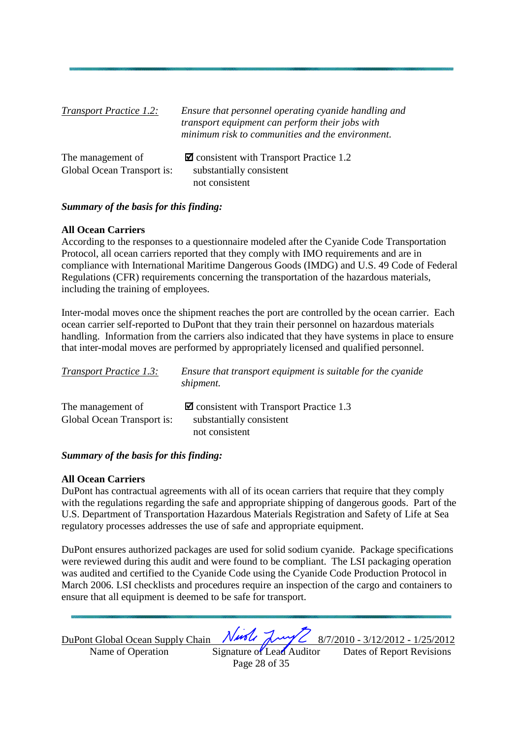*Transport Practice 1.2:* *Ensure that personnel operating cyanide handling and transport equipment can perform their jobs with minimum risk to communities and the environment.*

The management of Global Ocean Transport is:

- ☑ consistent with Transport Practice 1.2
- substantially consistent
- not consistent

***Summary of the basis for this finding:***

**All Ocean Carriers**

According to the responses to a questionnaire modeled after the Cyanide Code Transportation Protocol, all ocean carriers reported that they comply with IMO requirements and are in compliance with International Maritime Dangerous Goods (IMDG) and U.S. 49 Code of Federal Regulations (CFR) requirements concerning the transportation of the hazardous materials, including the training of employees.

Inter-modal moves once the shipment reaches the port are controlled by the ocean carrier. Each ocean carrier self-reported to DuPont that they train their personnel on hazardous materials handling. Information from the carriers also indicated that they have systems in place to ensure that inter-modal moves are performed by appropriately licensed and qualified personnel.

*Transport Practice 1.3:* *Ensure that transport equipment is suitable for the cyanide shipment.*

The management of Global Ocean Transport is:

- ☑ consistent with Transport Practice 1.3
- substantially consistent
- not consistent

***Summary of the basis for this finding:***

**All Ocean Carriers**

DuPont has contractual agreements with all of its ocean carriers that require that they comply with the regulations regarding the safe and appropriate shipping of dangerous goods. Part of the U.S. Department of Transportation Hazardous Materials Registration and Safety of Life at Sea regulatory processes addresses the use of safe and appropriate equipment.

DuPont ensures authorized packages are used for solid sodium cyanide. Package specifications were reviewed during this audit and were found to be compliant. The LSI packaging operation was audited and certified to the Cyanide Code using the Cyanide Code Production Protocol in March 2006. LSI checklists and procedures require an inspection of the cargo and containers to ensure that all equipment is deemed to be safe for transport.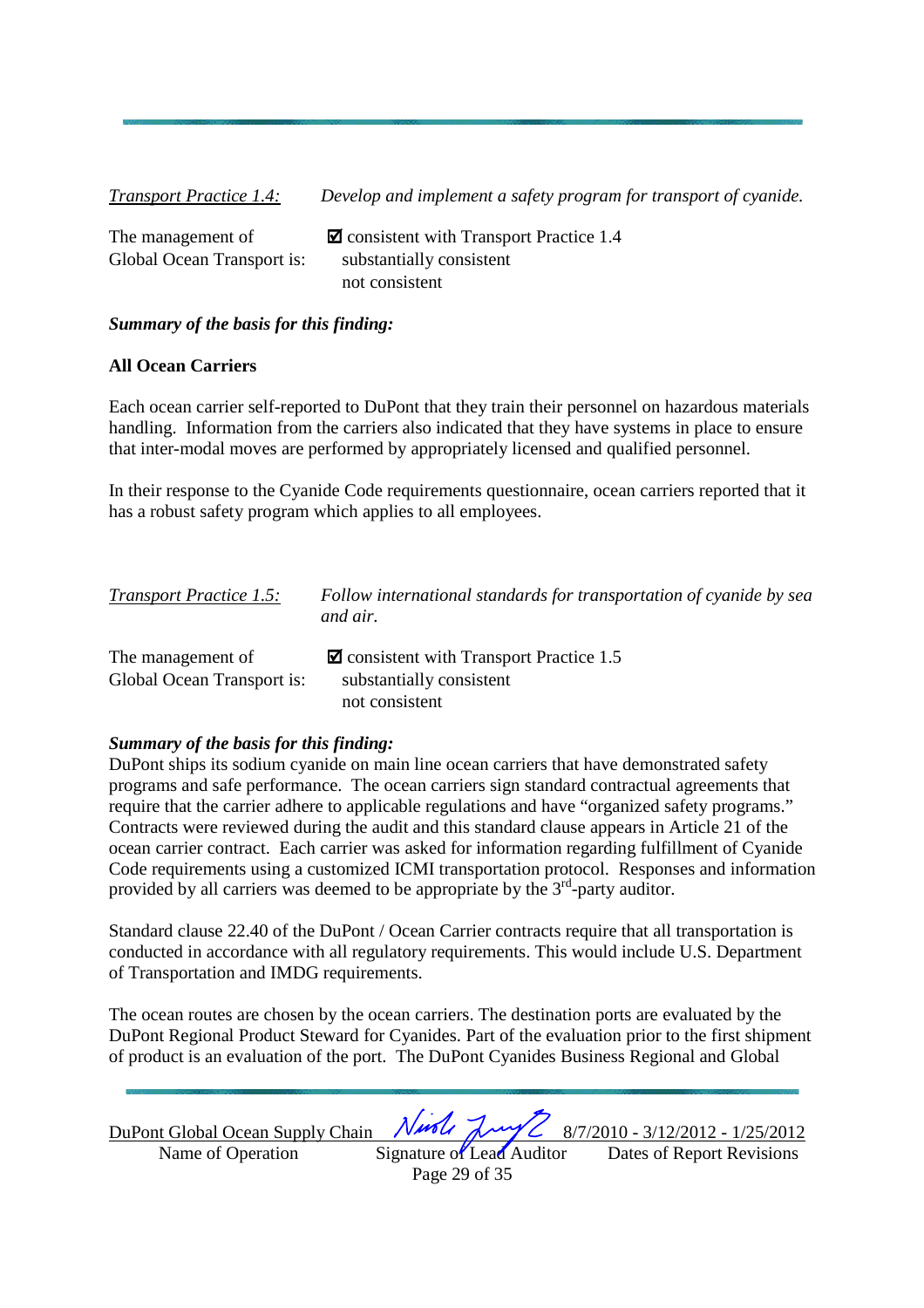*Transport Practice 1.4:* *Develop and implement a safety program for transport of cyanide.*

The management of Global Ocean Transport is:

☑ consistent with Transport Practice 1.4
substantially consistent
not consistent

***Summary of the basis for this finding:***

**All Ocean Carriers**

Each ocean carrier self-reported to DuPont that they train their personnel on hazardous materials handling. Information from the carriers also indicated that they have systems in place to ensure that inter-modal moves are performed by appropriately licensed and qualified personnel.

In their response to the Cyanide Code requirements questionnaire, ocean carriers reported that it has a robust safety program which applies to all employees.

*Transport Practice 1.5:* *Follow international standards for transportation of cyanide by sea and air.*

The management of Global Ocean Transport is:

☑ consistent with Transport Practice 1.5
substantially consistent
not consistent

***Summary of the basis for this finding:***

DuPont ships its sodium cyanide on main line ocean carriers that have demonstrated safety programs and safe performance. The ocean carriers sign standard contractual agreements that require that the carrier adhere to applicable regulations and have "organized safety programs." Contracts were reviewed during the audit and this standard clause appears in Article 21 of the ocean carrier contract. Each carrier was asked for information regarding fulfillment of Cyanide Code requirements using a customized ICMI transportation protocol. Responses and information provided by all carriers was deemed to be appropriate by the 3rd-party auditor.

Standard clause 22.40 of the DuPont / Ocean Carrier contracts require that all transportation is conducted in accordance with all regulatory requirements. This would include U.S. Department of Transportation and IMDG requirements.

The ocean routes are chosen by the ocean carriers. The destination ports are evaluated by the DuPont Regional Product Steward for Cyanides. Part of the evaluation prior to the first shipment of product is an evaluation of the port. The DuPont Cyanides Business Regional and Global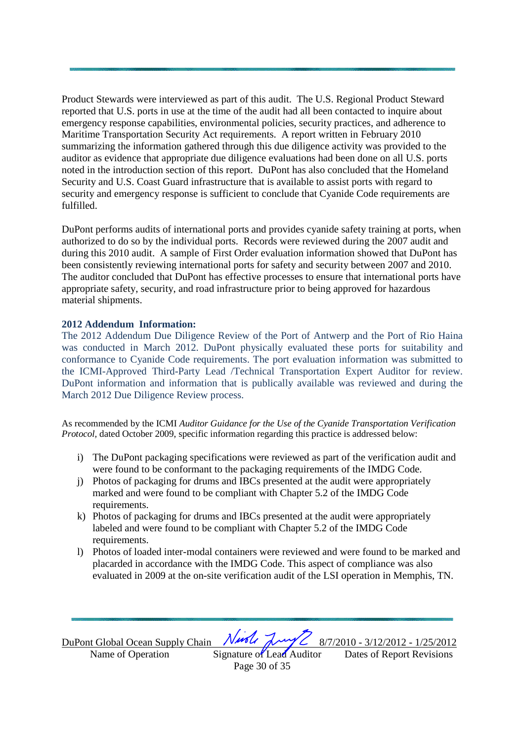Product Stewards were interviewed as part of this audit. The U.S. Regional Product Steward reported that U.S. ports in use at the time of the audit had all been contacted to inquire about emergency response capabilities, environmental policies, security practices, and adherence to Maritime Transportation Security Act requirements. A report written in February 2010 summarizing the information gathered through this due diligence activity was provided to the auditor as evidence that appropriate due diligence evaluations had been done on all U.S. ports noted in the introduction section of this report. DuPont has also concluded that the Homeland Security and U.S. Coast Guard infrastructure that is available to assist ports with regard to security and emergency response is sufficient to conclude that Cyanide Code requirements are fulfilled.

DuPont performs audits of international ports and provides cyanide safety training at ports, when authorized to do so by the individual ports. Records were reviewed during the 2007 audit and during this 2010 audit. A sample of First Order evaluation information showed that DuPont has been consistently reviewing international ports for safety and security between 2007 and 2010. The auditor concluded that DuPont has effective processes to ensure that international ports have appropriate safety, security, and road infrastructure prior to being approved for hazardous material shipments.

**2012 Addendum Information:**

The 2012 Addendum Due Diligence Review of the Port of Antwerp and the Port of Rio Haina was conducted in March 2012. DuPont physically evaluated these ports for suitability and conformance to Cyanide Code requirements. The port evaluation information was submitted to the ICMI-Approved Third-Party Lead /Technical Transportation Expert Auditor for review. DuPont information and information that is publically available was reviewed and during the March 2012 Due Diligence Review process.

As recommended by the ICMI *Auditor Guidance for the Use of the Cyanide Transportation Verification Protocol*, dated October 2009, specific information regarding this practice is addressed below:

i) The DuPont packaging specifications were reviewed as part of the verification audit and were found to be conformant to the packaging requirements of the IMDG Code.
j) Photos of packaging for drums and IBCs presented at the audit were appropriately marked and were found to be compliant with Chapter 5.2 of the IMDG Code requirements.
k) Photos of packaging for drums and IBCs presented at the audit were appropriately labeled and were found to be compliant with Chapter 5.2 of the IMDG Code requirements.
l) Photos of loaded inter-modal containers were reviewed and were found to be marked and placarded in accordance with the IMDG Code. This aspect of compliance was also evaluated in 2009 at the on-site verification audit of the LSI operation in Memphis, TN.

DuPont Global Ocean Supply Chain — Name of Operation
Signature of Lead Auditor
8/7/2010 - 3/12/2012 - 1/25/2012 — Dates of Report Revisions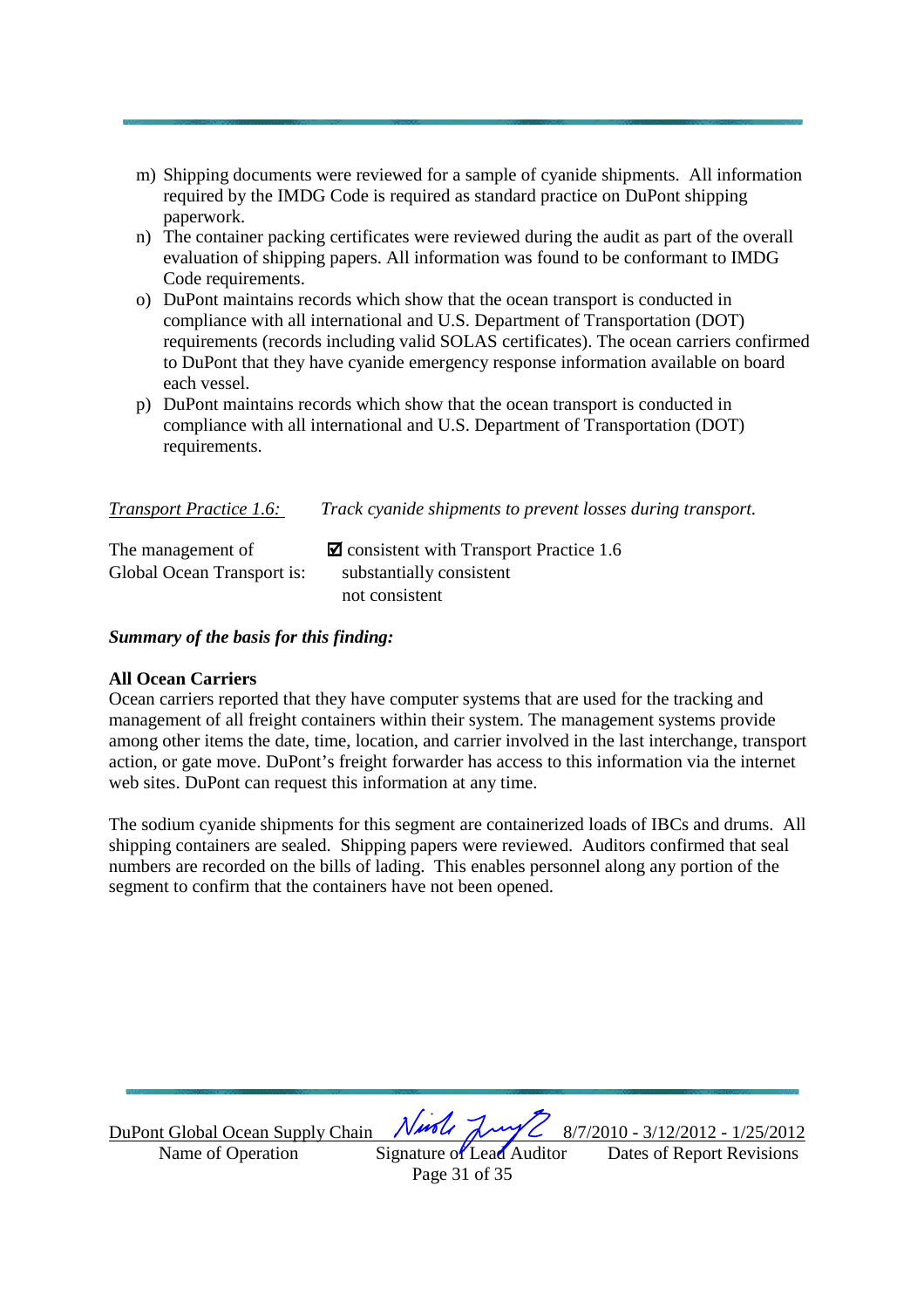m) Shipping documents were reviewed for a sample of cyanide shipments. All information required by the IMDG Code is required as standard practice on DuPont shipping paperwork.
n) The container packing certificates were reviewed during the audit as part of the overall evaluation of shipping papers. All information was found to be conformant to IMDG Code requirements.
o) DuPont maintains records which show that the ocean transport is conducted in compliance with all international and U.S. Department of Transportation (DOT) requirements (records including valid SOLAS certificates). The ocean carriers confirmed to DuPont that they have cyanide emergency response information available on board each vessel.
p) DuPont maintains records which show that the ocean transport is conducted in compliance with all international and U.S. Department of Transportation (DOT) requirements.

*Transport Practice 1.6:* *Track cyanide shipments to prevent losses during transport.*

The management of Global Ocean Transport is:

☑ consistent with Transport Practice 1.6
substantially consistent
not consistent

***Summary of the basis for this finding:***

**All Ocean Carriers**

Ocean carriers reported that they have computer systems that are used for the tracking and management of all freight containers within their system. The management systems provide among other items the date, time, location, and carrier involved in the last interchange, transport action, or gate move. DuPont's freight forwarder has access to this information via the internet web sites. DuPont can request this information at any time.

The sodium cyanide shipments for this segment are containerized loads of IBCs and drums. All shipping containers are sealed. Shipping papers were reviewed. Auditors confirmed that seal numbers are recorded on the bills of lading. This enables personnel along any portion of the segment to confirm that the containers have not been opened.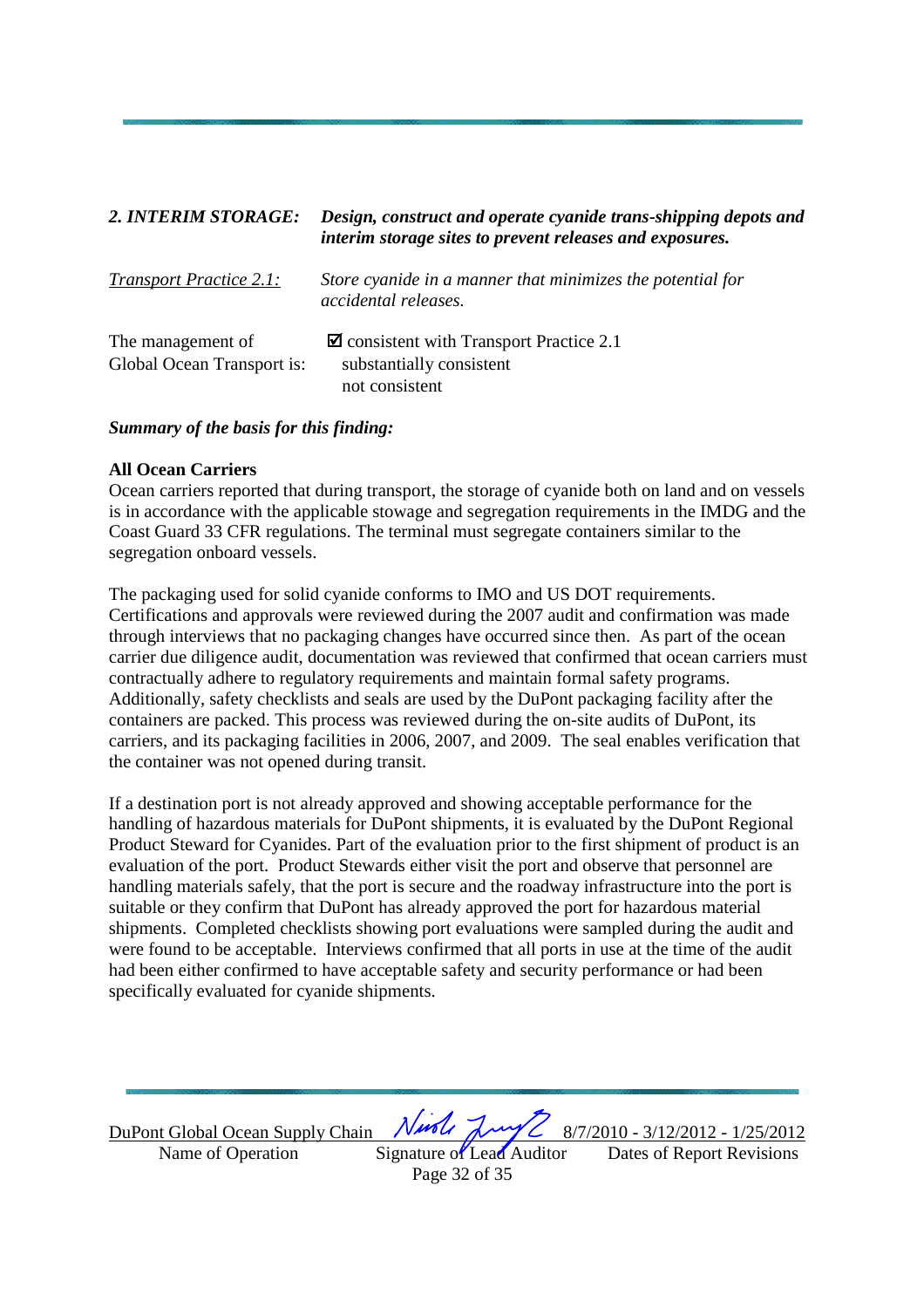| | |
|---|---|
| ***2. INTERIM STORAGE:*** | ***Design, construct and operate cyanide trans-shipping depots and interim storage sites to prevent releases and exposures.*** |
| *Transport Practice 2.1:* | *Store cyanide in a manner that minimizes the potential for accidental releases.* |
| The management of Global Ocean Transport is: | ☑ consistent with Transport Practice 2.1<br>substantially consistent<br>not consistent |

***Summary of the basis for this finding:***

**All Ocean Carriers**

Ocean carriers reported that during transport, the storage of cyanide both on land and on vessels is in accordance with the applicable stowage and segregation requirements in the IMDG and the Coast Guard 33 CFR regulations. The terminal must segregate containers similar to the segregation onboard vessels.

The packaging used for solid cyanide conforms to IMO and US DOT requirements. Certifications and approvals were reviewed during the 2007 audit and confirmation was made through interviews that no packaging changes have occurred since then. As part of the ocean carrier due diligence audit, documentation was reviewed that confirmed that ocean carriers must contractually adhere to regulatory requirements and maintain formal safety programs. Additionally, safety checklists and seals are used by the DuPont packaging facility after the containers are packed. This process was reviewed during the on-site audits of DuPont, its carriers, and its packaging facilities in 2006, 2007, and 2009. The seal enables verification that the container was not opened during transit.

If a destination port is not already approved and showing acceptable performance for the handling of hazardous materials for DuPont shipments, it is evaluated by the DuPont Regional Product Steward for Cyanides. Part of the evaluation prior to the first shipment of product is an evaluation of the port. Product Stewards either visit the port and observe that personnel are handling materials safely, that the port is secure and the roadway infrastructure into the port is suitable or they confirm that DuPont has already approved the port for hazardous material shipments. Completed checklists showing port evaluations were sampled during the audit and were found to be acceptable. Interviews confirmed that all ports in use at the time of the audit had been either confirmed to have acceptable safety and security performance or had been specifically evaluated for cyanide shipments.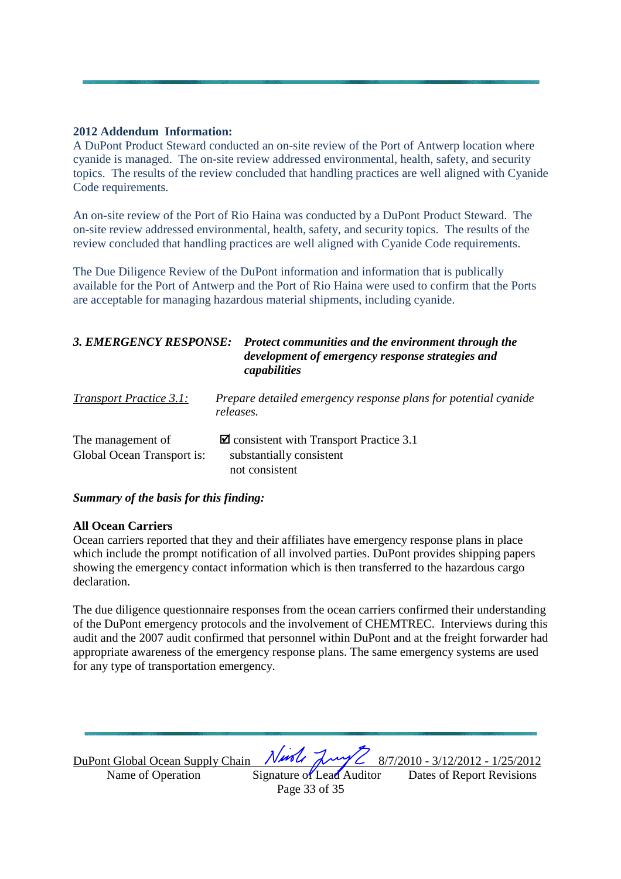**2012 Addendum Information:**
A DuPont Product Steward conducted an on-site review of the Port of Antwerp location where cyanide is managed. The on-site review addressed environmental, health, safety, and security topics. The results of the review concluded that handling practices are well aligned with Cyanide Code requirements.

An on-site review of the Port of Rio Haina was conducted by a DuPont Product Steward. The on-site review addressed environmental, health, safety, and security topics. The results of the review concluded that handling practices are well aligned with Cyanide Code requirements.

The Due Diligence Review of the DuPont information and information that is publically available for the Port of Antwerp and the Port of Rio Haina were used to confirm that the Ports are acceptable for managing hazardous material shipments, including cyanide.

***3. EMERGENCY RESPONSE:*** ***Protect communities and the environment through the development of emergency response strategies and capabilities***

*Transport Practice 3.1:* *Prepare detailed emergency response plans for potential cyanide releases.*

The management of Global Ocean Transport is:

- ☑ consistent with Transport Practice 3.1
- substantially consistent
- not consistent

***Summary of the basis for this finding:***

**All Ocean Carriers**
Ocean carriers reported that they and their affiliates have emergency response plans in place which include the prompt notification of all involved parties. DuPont provides shipping papers showing the emergency contact information which is then transferred to the hazardous cargo declaration.

The due diligence questionnaire responses from the ocean carriers confirmed their understanding of the DuPont emergency protocols and the involvement of CHEMTREC. Interviews during this audit and the 2007 audit confirmed that personnel within DuPont and at the freight forwarder had appropriate awareness of the emergency response plans. The same emergency systems are used for any type of transportation emergency.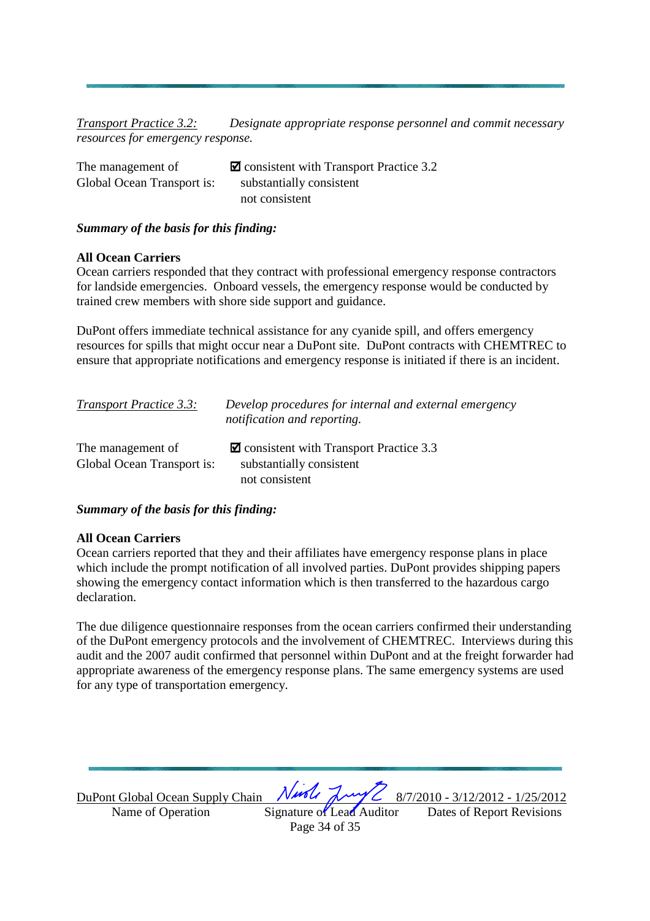*Transport Practice 3.2:* *Designate appropriate response personnel and commit necessary resources for emergency response.*

The management of Global Ocean Transport is:

☑ consistent with Transport Practice 3.2
substantially consistent
not consistent

***Summary of the basis for this finding:***

**All Ocean Carriers**
Ocean carriers responded that they contract with professional emergency response contractors for landside emergencies. Onboard vessels, the emergency response would be conducted by trained crew members with shore side support and guidance.

DuPont offers immediate technical assistance for any cyanide spill, and offers emergency resources for spills that might occur near a DuPont site. DuPont contracts with CHEMTREC to ensure that appropriate notifications and emergency response is initiated if there is an incident.

*Transport Practice 3.3:* *Develop procedures for internal and external emergency notification and reporting.*

The management of Global Ocean Transport is:

☑ consistent with Transport Practice 3.3
substantially consistent
not consistent

***Summary of the basis for this finding:***

**All Ocean Carriers**
Ocean carriers reported that they and their affiliates have emergency response plans in place which include the prompt notification of all involved parties. DuPont provides shipping papers showing the emergency contact information which is then transferred to the hazardous cargo declaration.

The due diligence questionnaire responses from the ocean carriers confirmed their understanding of the DuPont emergency protocols and the involvement of CHEMTREC. Interviews during this audit and the 2007 audit confirmed that personnel within DuPont and at the freight forwarder had appropriate awareness of the emergency response plans. The same emergency systems are used for any type of transportation emergency.

| DuPont Global Ocean Supply Chain | [signature] | 8/7/2010 - 3/12/2012 - 1/25/2012 |
| --- | --- | --- |
| Name of Operation | Signature of Lead Auditor | Dates of Report Revisions |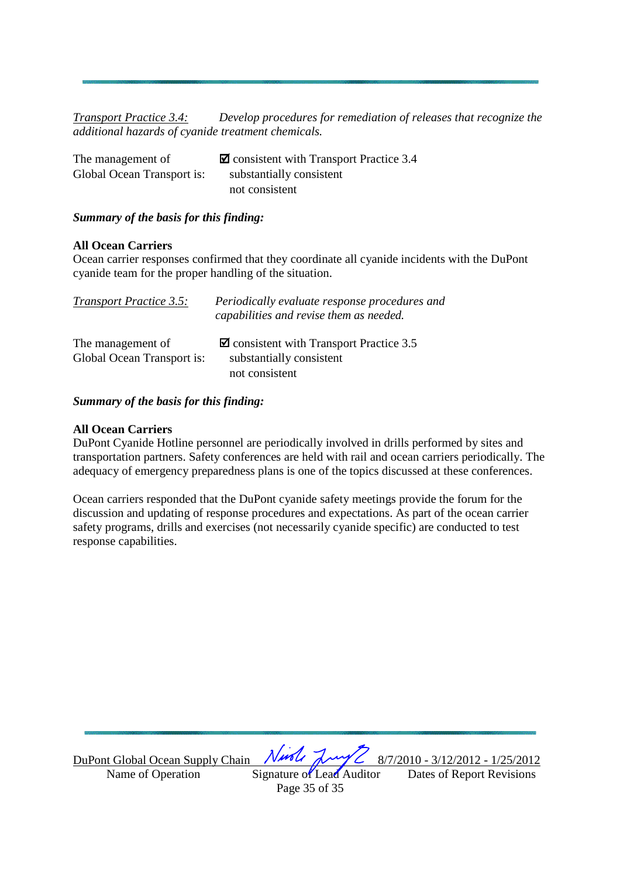*Transport Practice 3.4:* *Develop procedures for remediation of releases that recognize the additional hazards of cyanide treatment chemicals.*

The management of Global Ocean Transport is:

☑ consistent with Transport Practice 3.4
substantially consistent
not consistent

***Summary of the basis for this finding:***

**All Ocean Carriers**
Ocean carrier responses confirmed that they coordinate all cyanide incidents with the DuPont cyanide team for the proper handling of the situation.

*Transport Practice 3.5:* *Periodically evaluate response procedures and capabilities and revise them as needed.*

The management of Global Ocean Transport is:

☑ consistent with Transport Practice 3.5
substantially consistent
not consistent

***Summary of the basis for this finding:***

**All Ocean Carriers**
DuPont Cyanide Hotline personnel are periodically involved in drills performed by sites and transportation partners. Safety conferences are held with rail and ocean carriers periodically. The adequacy of emergency preparedness plans is one of the topics discussed at these conferences.

Ocean carriers responded that the DuPont cyanide safety meetings provide the forum for the discussion and updating of response procedures and expectations. As part of the ocean carrier safety programs, drills and exercises (not necessarily cyanide specific) are conducted to test response capabilities.

| DuPont Global Ocean Supply Chain | Nicole Jurczyk | 8/7/2010 - 3/12/2012 - 1/25/2012 |
| --- | --- | --- |
| Name of Operation | Signature of Lead Auditor | Dates of Report Revisions |